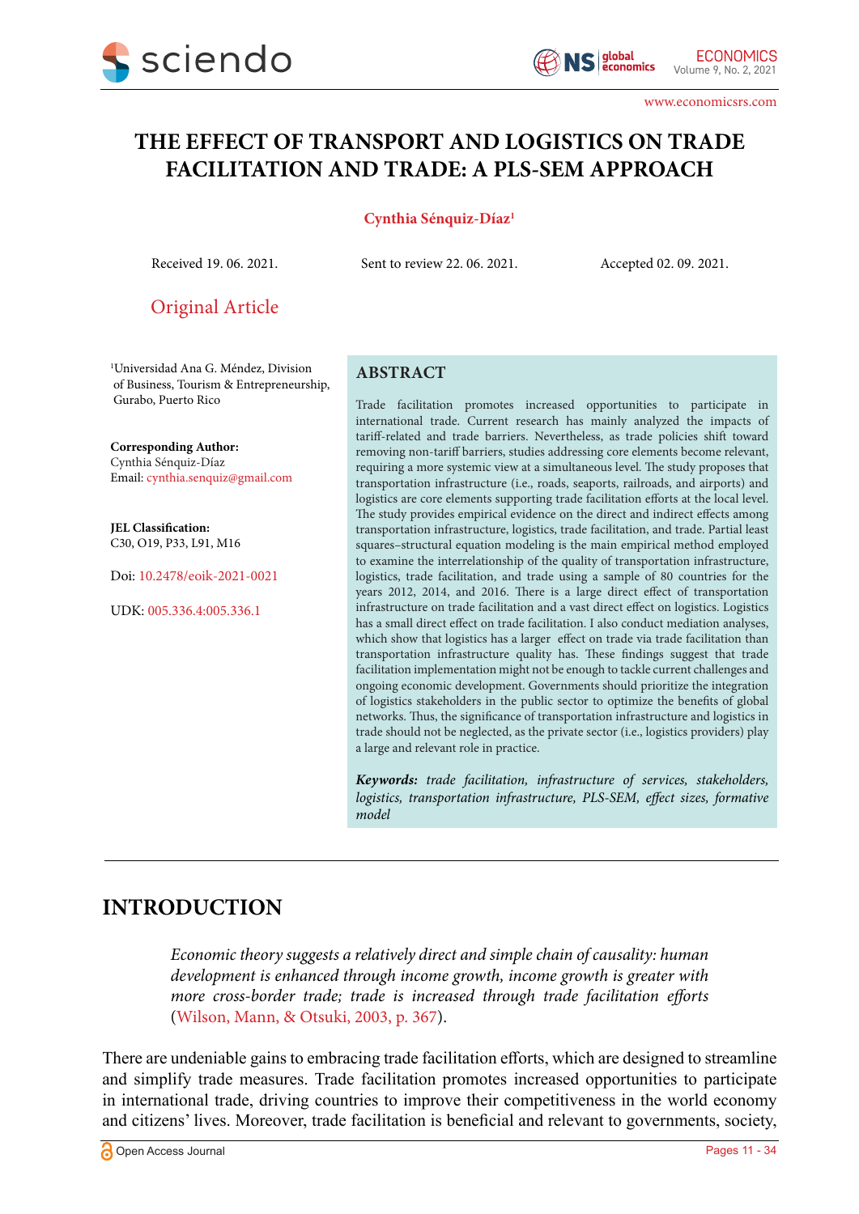# THE EFFECT OF TRANSPORT AND LOGISTICS ON TRADE FACILITATION AND TRADE: A PLS-SEM APPROACH

**Cynthia Sénquiz-Díaz[1]**

Received 19. 06. 2021. Sent to review 22. 06. 2021. Accepted 02. 09. 2021.

## Original Article

[1]Universidad Ana G. Méndez, Division of Business, Tourism & Entrepreneurship, Gurabo, Puerto Rico

**Corresponding Author:**
Cynthia Sénquiz-Díaz
Email: cynthia.senquiz@gmail.com

**JEL Classification:**
C30, O19, P33, L91, M16

Doi: 10.2478/eoik-2021-0021

UDK: 005.336.4:005.336.1

## ABSTRACT

Trade facilitation promotes increased opportunities to participate in international trade. Current research has mainly analyzed the impacts of tariff-related and trade barriers. Nevertheless, as trade policies shift toward removing non-tariff barriers, studies addressing core elements become relevant, requiring a more systemic view at a simultaneous level. The study proposes that transportation infrastructure (i.e., roads, seaports, railroads, and airports) and logistics are core elements supporting trade facilitation efforts at the local level. The study provides empirical evidence on the direct and indirect effects among transportation infrastructure, logistics, trade facilitation, and trade. Partial least squares–structural equation modeling is the main empirical method employed to examine the interrelationship of the quality of transportation infrastructure, logistics, trade facilitation, and trade using a sample of 80 countries for the years 2012, 2014, and 2016. There is a large direct effect of transportation infrastructure on trade facilitation and a vast direct effect on logistics. Logistics has a small direct effect on trade facilitation. I also conduct mediation analyses, which show that logistics has a larger effect on trade via trade facilitation than transportation infrastructure quality has. These findings suggest that trade facilitation implementation might not be enough to tackle current challenges and ongoing economic development. Governments should prioritize the integration of logistics stakeholders in the public sector to optimize the benefits of global networks. Thus, the significance of transportation infrastructure and logistics in trade should not be neglected, as the private sector (i.e., logistics providers) play a large and relevant role in practice.

***Keywords:*** *trade facilitation, infrastructure of services, stakeholders, logistics, transportation infrastructure, PLS-SEM, effect sizes, formative model*

# INTRODUCTION

> *Economic theory suggests a relatively direct and simple chain of causality: human development is enhanced through income growth, income growth is greater with more cross-border trade; trade is increased through trade facilitation efforts* (Wilson, Mann, & Otsuki, 2003, p. 367).

There are undeniable gains to embracing trade facilitation efforts, which are designed to streamline and simplify trade measures. Trade facilitation promotes increased opportunities to participate in international trade, driving countries to improve their competitiveness in the world economy and citizens' lives. Moreover, trade facilitation is beneficial and relevant to governments, society,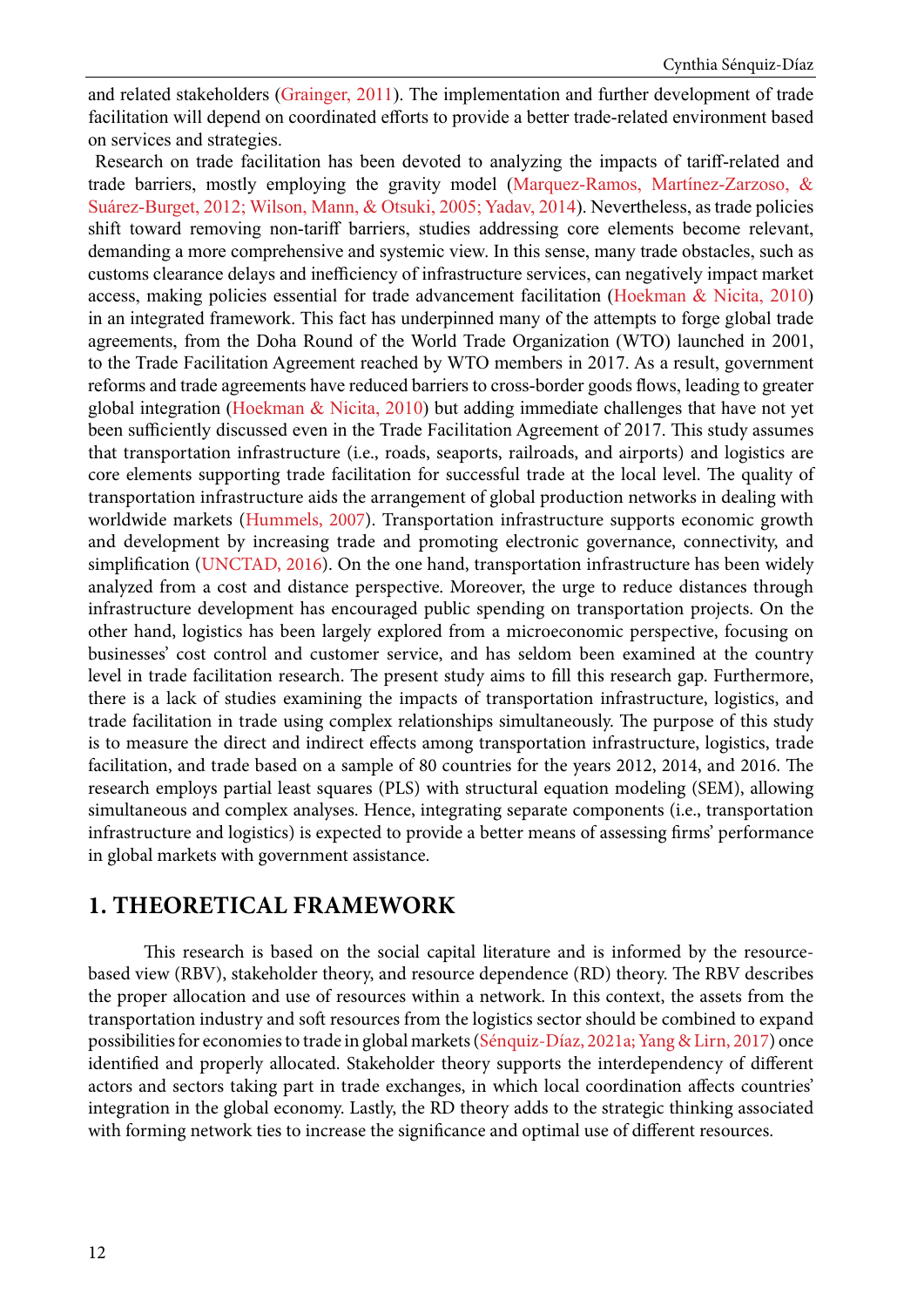and related stakeholders (Grainger, 2011). The implementation and further development of trade facilitation will depend on coordinated efforts to provide a better trade-related environment based on services and strategies.

Research on trade facilitation has been devoted to analyzing the impacts of tariff-related and trade barriers, mostly employing the gravity model (Marquez-Ramos, Martínez-Zarzoso, & Suárez-Burget, 2012; Wilson, Mann, & Otsuki, 2005; Yadav, 2014). Nevertheless, as trade policies shift toward removing non-tariff barriers, studies addressing core elements become relevant, demanding a more comprehensive and systemic view. In this sense, many trade obstacles, such as customs clearance delays and inefficiency of infrastructure services, can negatively impact market access, making policies essential for trade advancement facilitation (Hoekman & Nicita, 2010) in an integrated framework. This fact has underpinned many of the attempts to forge global trade agreements, from the Doha Round of the World Trade Organization (WTO) launched in 2001, to the Trade Facilitation Agreement reached by WTO members in 2017. As a result, government reforms and trade agreements have reduced barriers to cross-border goods flows, leading to greater global integration (Hoekman & Nicita, 2010) but adding immediate challenges that have not yet been sufficiently discussed even in the Trade Facilitation Agreement of 2017. This study assumes that transportation infrastructure (i.e., roads, seaports, railroads, and airports) and logistics are core elements supporting trade facilitation for successful trade at the local level. The quality of transportation infrastructure aids the arrangement of global production networks in dealing with worldwide markets (Hummels, 2007). Transportation infrastructure supports economic growth and development by increasing trade and promoting electronic governance, connectivity, and simplification (UNCTAD, 2016). On the one hand, transportation infrastructure has been widely analyzed from a cost and distance perspective. Moreover, the urge to reduce distances through infrastructure development has encouraged public spending on transportation projects. On the other hand, logistics has been largely explored from a microeconomic perspective, focusing on businesses' cost control and customer service, and has seldom been examined at the country level in trade facilitation research. The present study aims to fill this research gap. Furthermore, there is a lack of studies examining the impacts of transportation infrastructure, logistics, and trade facilitation in trade using complex relationships simultaneously. The purpose of this study is to measure the direct and indirect effects among transportation infrastructure, logistics, trade facilitation, and trade based on a sample of 80 countries for the years 2012, 2014, and 2016. The research employs partial least squares (PLS) with structural equation modeling (SEM), allowing simultaneous and complex analyses. Hence, integrating separate components (i.e., transportation infrastructure and logistics) is expected to provide a better means of assessing firms' performance in global markets with government assistance.

## 1. THEORETICAL FRAMEWORK

This research is based on the social capital literature and is informed by the resource-based view (RBV), stakeholder theory, and resource dependence (RD) theory. The RBV describes the proper allocation and use of resources within a network. In this context, the assets from the transportation industry and soft resources from the logistics sector should be combined to expand possibilities for economies to trade in global markets (Sénquiz-Díaz, 2021a; Yang & Lirn, 2017) once identified and properly allocated. Stakeholder theory supports the interdependency of different actors and sectors taking part in trade exchanges, in which local coordination affects countries' integration in the global economy. Lastly, the RD theory adds to the strategic thinking associated with forming network ties to increase the significance and optimal use of different resources.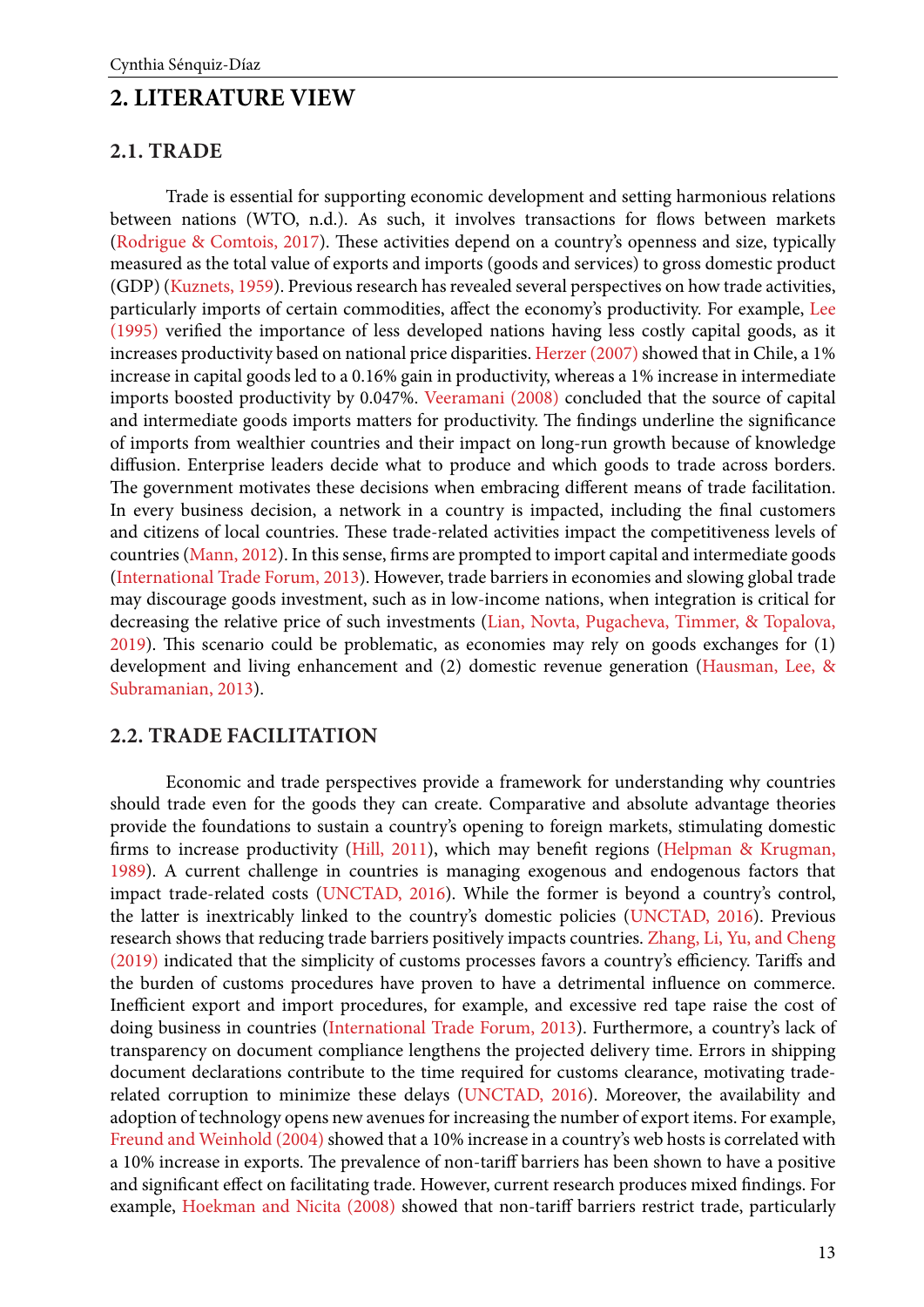## 2. LITERATURE VIEW

### 2.1. TRADE

Trade is essential for supporting economic development and setting harmonious relations between nations (WTO, n.d.). As such, it involves transactions for flows between markets (Rodrigue & Comtois, 2017). These activities depend on a country's openness and size, typically measured as the total value of exports and imports (goods and services) to gross domestic product (GDP) (Kuznets, 1959). Previous research has revealed several perspectives on how trade activities, particularly imports of certain commodities, affect the economy's productivity. For example, Lee (1995) verified the importance of less developed nations having less costly capital goods, as it increases productivity based on national price disparities. Herzer (2007) showed that in Chile, a 1% increase in capital goods led to a 0.16% gain in productivity, whereas a 1% increase in intermediate imports boosted productivity by 0.047%. Veeramani (2008) concluded that the source of capital and intermediate goods imports matters for productivity. The findings underline the significance of imports from wealthier countries and their impact on long-run growth because of knowledge diffusion. Enterprise leaders decide what to produce and which goods to trade across borders. The government motivates these decisions when embracing different means of trade facilitation. In every business decision, a network in a country is impacted, including the final customers and citizens of local countries. These trade-related activities impact the competitiveness levels of countries (Mann, 2012). In this sense, firms are prompted to import capital and intermediate goods (International Trade Forum, 2013). However, trade barriers in economies and slowing global trade may discourage goods investment, such as in low-income nations, when integration is critical for decreasing the relative price of such investments (Lian, Novta, Pugacheva, Timmer, & Topalova, 2019). This scenario could be problematic, as economies may rely on goods exchanges for (1) development and living enhancement and (2) domestic revenue generation (Hausman, Lee, & Subramanian, 2013).

### 2.2. TRADE FACILITATION

Economic and trade perspectives provide a framework for understanding why countries should trade even for the goods they can create. Comparative and absolute advantage theories provide the foundations to sustain a country's opening to foreign markets, stimulating domestic firms to increase productivity (Hill, 2011), which may benefit regions (Helpman & Krugman, 1989). A current challenge in countries is managing exogenous and endogenous factors that impact trade-related costs (UNCTAD, 2016). While the former is beyond a country's control, the latter is inextricably linked to the country's domestic policies (UNCTAD, 2016). Previous research shows that reducing trade barriers positively impacts countries. Zhang, Li, Yu, and Cheng (2019) indicated that the simplicity of customs processes favors a country's efficiency. Tariffs and the burden of customs procedures have proven to have a detrimental influence on commerce. Inefficient export and import procedures, for example, and excessive red tape raise the cost of doing business in countries (International Trade Forum, 2013). Furthermore, a country's lack of transparency on document compliance lengthens the projected delivery time. Errors in shipping document declarations contribute to the time required for customs clearance, motivating trade-related corruption to minimize these delays (UNCTAD, 2016). Moreover, the availability and adoption of technology opens new avenues for increasing the number of export items. For example, Freund and Weinhold (2004) showed that a 10% increase in a country's web hosts is correlated with a 10% increase in exports. The prevalence of non-tariff barriers has been shown to have a positive and significant effect on facilitating trade. However, current research produces mixed findings. For example, Hoekman and Nicita (2008) showed that non-tariff barriers restrict trade, particularly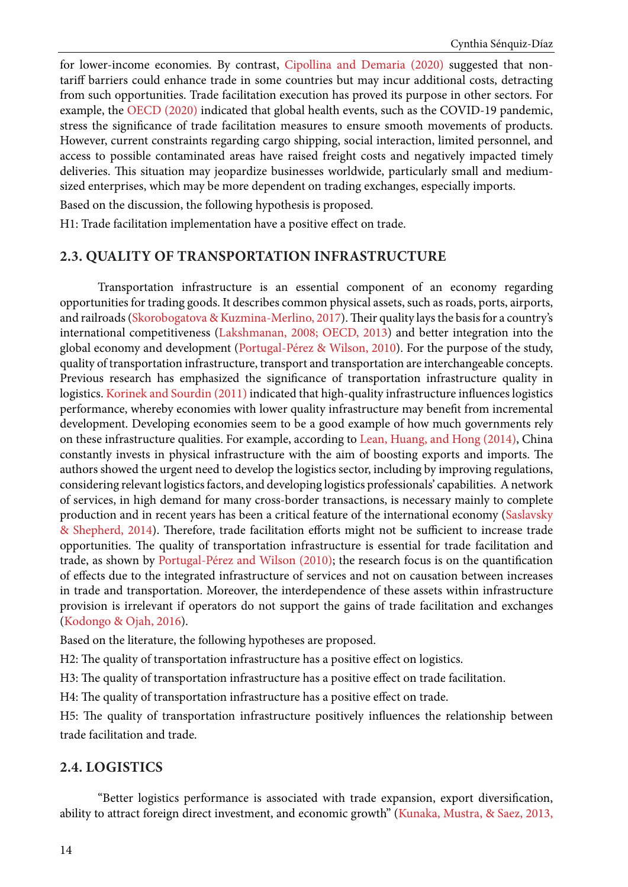for lower-income economies. By contrast, Cipollina and Demaria (2020) suggested that non-tariff barriers could enhance trade in some countries but may incur additional costs, detracting from such opportunities. Trade facilitation execution has proved its purpose in other sectors. For example, the OECD (2020) indicated that global health events, such as the COVID-19 pandemic, stress the significance of trade facilitation measures to ensure smooth movements of products. However, current constraints regarding cargo shipping, social interaction, limited personnel, and access to possible contaminated areas have raised freight costs and negatively impacted timely deliveries. This situation may jeopardize businesses worldwide, particularly small and medium-sized enterprises, which may be more dependent on trading exchanges, especially imports.

Based on the discussion, the following hypothesis is proposed.

H1: Trade facilitation implementation have a positive effect on trade.

## 2.3. QUALITY OF TRANSPORTATION INFRASTRUCTURE

Transportation infrastructure is an essential component of an economy regarding opportunities for trading goods. It describes common physical assets, such as roads, ports, airports, and railroads (Skorobogatova & Kuzmina-Merlino, 2017). Their quality lays the basis for a country's international competitiveness (Lakshmanan, 2008; OECD, 2013) and better integration into the global economy and development (Portugal-Pérez & Wilson, 2010). For the purpose of the study, quality of transportation infrastructure, transport and transportation are interchangeable concepts. Previous research has emphasized the significance of transportation infrastructure quality in logistics. Korinek and Sourdin (2011) indicated that high-quality infrastructure influences logistics performance, whereby economies with lower quality infrastructure may benefit from incremental development. Developing economies seem to be a good example of how much governments rely on these infrastructure qualities. For example, according to Lean, Huang, and Hong (2014), China constantly invests in physical infrastructure with the aim of boosting exports and imports. The authors showed the urgent need to develop the logistics sector, including by improving regulations, considering relevant logistics factors, and developing logistics professionals' capabilities. A network of services, in high demand for many cross-border transactions, is necessary mainly to complete production and in recent years has been a critical feature of the international economy (Saslavsky & Shepherd, 2014). Therefore, trade facilitation efforts might not be sufficient to increase trade opportunities. The quality of transportation infrastructure is essential for trade facilitation and trade, as shown by Portugal-Pérez and Wilson (2010); the research focus is on the quantification of effects due to the integrated infrastructure of services and not on causation between increases in trade and transportation. Moreover, the interdependence of these assets within infrastructure provision is irrelevant if operators do not support the gains of trade facilitation and exchanges (Kodongo & Ojah, 2016).

Based on the literature, the following hypotheses are proposed.

H2: The quality of transportation infrastructure has a positive effect on logistics.

H3: The quality of transportation infrastructure has a positive effect on trade facilitation.

H4: The quality of transportation infrastructure has a positive effect on trade.

H5: The quality of transportation infrastructure positively influences the relationship between trade facilitation and trade.

## 2.4. LOGISTICS

"Better logistics performance is associated with trade expansion, export diversification, ability to attract foreign direct investment, and economic growth" (Kunaka, Mustra, & Saez, 2013,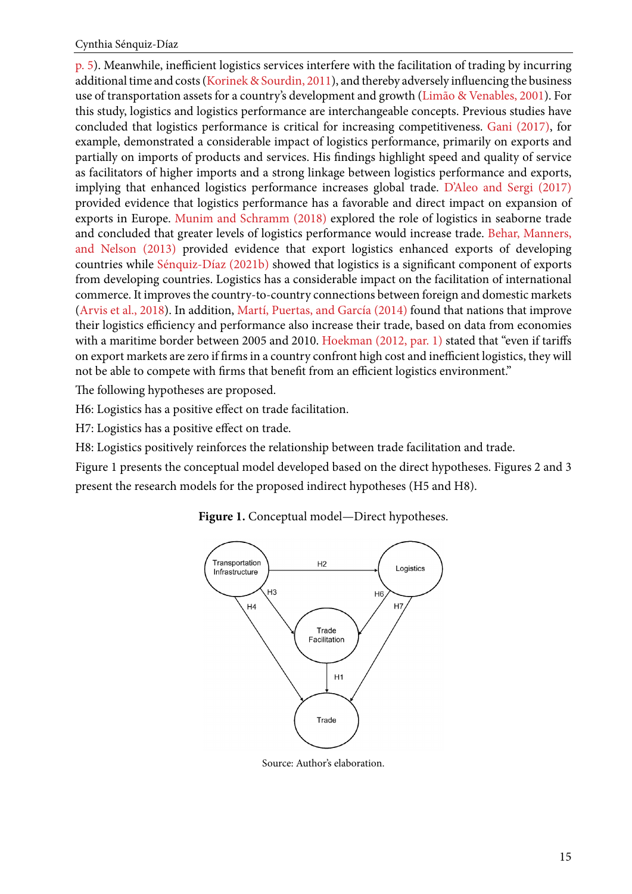p. 5). Meanwhile, inefficient logistics services interfere with the facilitation of trading by incurring additional time and costs (Korinek & Sourdin, 2011), and thereby adversely influencing the business use of transportation assets for a country's development and growth (Limão & Venables, 2001). For this study, logistics and logistics performance are interchangeable concepts. Previous studies have concluded that logistics performance is critical for increasing competitiveness. Gani (2017), for example, demonstrated a considerable impact of logistics performance, primarily on exports and partially on imports of products and services. His findings highlight speed and quality of service as facilitators of higher imports and a strong linkage between logistics performance and exports, implying that enhanced logistics performance increases global trade. D'Aleo and Sergi (2017) provided evidence that logistics performance has a favorable and direct impact on expansion of exports in Europe. Munim and Schramm (2018) explored the role of logistics in seaborne trade and concluded that greater levels of logistics performance would increase trade. Behar, Manners, and Nelson (2013) provided evidence that export logistics enhanced exports of developing countries while Sénquiz-Díaz (2021b) showed that logistics is a significant component of exports from developing countries. Logistics has a considerable impact on the facilitation of international commerce. It improves the country-to-country connections between foreign and domestic markets (Arvis et al., 2018). In addition, Martí, Puertas, and García (2014) found that nations that improve their logistics efficiency and performance also increase their trade, based on data from economies with a maritime border between 2005 and 2010. Hoekman (2012, par. 1) stated that "even if tariffs on export markets are zero if firms in a country confront high cost and inefficient logistics, they will not be able to compete with firms that benefit from an efficient logistics environment."

The following hypotheses are proposed.

H6: Logistics has a positive effect on trade facilitation.

H7: Logistics has a positive effect on trade.

H8: Logistics positively reinforces the relationship between trade facilitation and trade.

Figure 1 presents the conceptual model developed based on the direct hypotheses. Figures 2 and 3 present the research models for the proposed indirect hypotheses (H5 and H8).

**Figure 1.** Conceptual model—Direct hypotheses.

Source: Author's elaboration.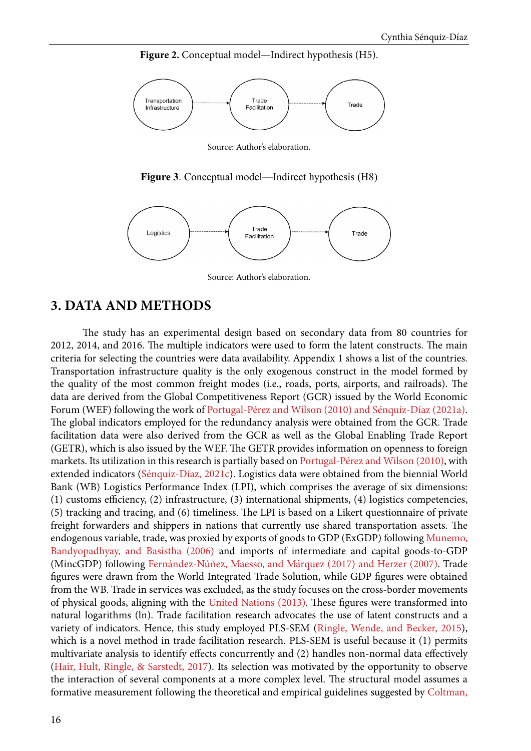**Figure 2.** Conceptual model—Indirect hypothesis (H5).

Source: Author's elaboration.

**Figure 3**. Conceptual model—Indirect hypothesis (H8)

Source: Author's elaboration.

## 3. DATA AND METHODS

The study has an experimental design based on secondary data from 80 countries for 2012, 2014, and 2016. The multiple indicators were used to form the latent constructs. The main criteria for selecting the countries were data availability. Appendix 1 shows a list of the countries. Transportation infrastructure quality is the only exogenous construct in the model formed by the quality of the most common freight modes (i.e., roads, ports, airports, and railroads). The data are derived from the Global Competitiveness Report (GCR) issued by the World Economic Forum (WEF) following the work of Portugal-Pérez and Wilson (2010) and Sénquiz-Díaz (2021a). The global indicators employed for the redundancy analysis were obtained from the GCR. Trade facilitation data were also derived from the GCR as well as the Global Enabling Trade Report (GETR), which is also issued by the WEF. The GETR provides information on openness to foreign markets. Its utilization in this research is partially based on Portugal-Pérez and Wilson (2010), with extended indicators (Sénquiz-Díaz, 2021c). Logistics data were obtained from the biennial World Bank (WB) Logistics Performance Index (LPI), which comprises the average of six dimensions: (1) customs efficiency, (2) infrastructure, (3) international shipments, (4) logistics competencies, (5) tracking and tracing, and (6) timeliness. The LPI is based on a Likert questionnaire of private freight forwarders and shippers in nations that currently use shared transportation assets. The endogenous variable, trade, was proxied by exports of goods to GDP (ExGDP) following Munemo, Bandyopadhyay, and Basistha (2006) and imports of intermediate and capital goods-to-GDP (MincGDP) following Fernández-Núñez, Maesso, and Márquez (2017) and Herzer (2007). Trade figures were drawn from the World Integrated Trade Solution, while GDP figures were obtained from the WB. Trade in services was excluded, as the study focuses on the cross-border movements of physical goods, aligning with the United Nations (2013). These figures were transformed into natural logarithms (ln). Trade facilitation research advocates the use of latent constructs and a variety of indicators. Hence, this study employed PLS-SEM (Ringle, Wende, and Becker, 2015), which is a novel method in trade facilitation research. PLS-SEM is useful because it (1) permits multivariate analysis to identify effects concurrently and (2) handles non-normal data effectively (Hair, Hult, Ringle, & Sarstedt, 2017). Its selection was motivated by the opportunity to observe the interaction of several components at a more complex level. The structural model assumes a formative measurement following the theoretical and empirical guidelines suggested by Coltman,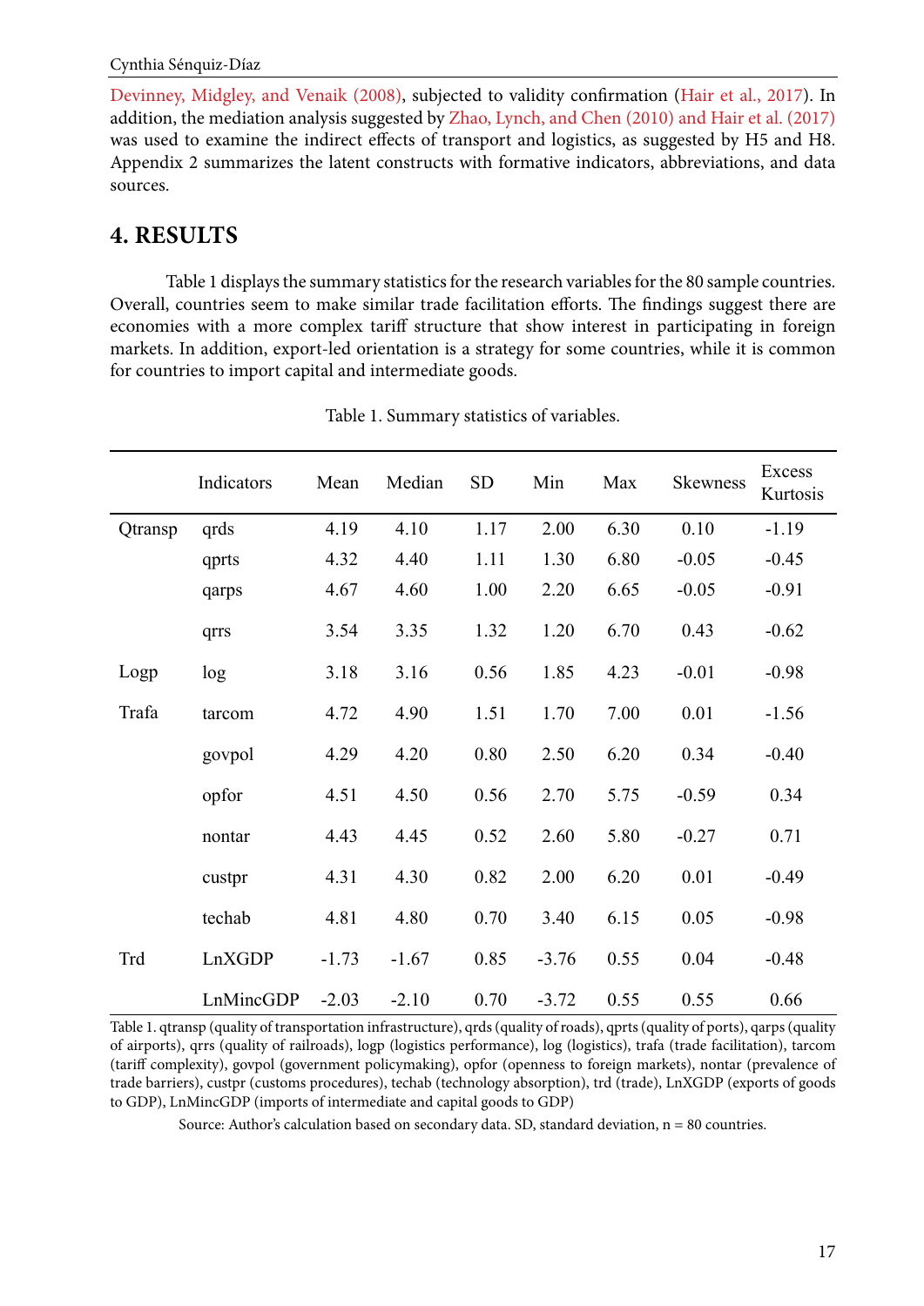Devinney, Midgley, and Venaik (2008), subjected to validity confirmation (Hair et al., 2017). In addition, the mediation analysis suggested by Zhao, Lynch, and Chen (2010) and Hair et al. (2017) was used to examine the indirect effects of transport and logistics, as suggested by H5 and H8. Appendix 2 summarizes the latent constructs with formative indicators, abbreviations, and data sources.

## 4. RESULTS

Table 1 displays the summary statistics for the research variables for the 80 sample countries. Overall, countries seem to make similar trade facilitation efforts. The findings suggest there are economies with a more complex tariff structure that show interest in participating in foreign markets. In addition, export-led orientation is a strategy for some countries, while it is common for countries to import capital and intermediate goods.

Table 1. Summary statistics of variables.

| | Indicators | Mean | Median | SD | Min | Max | Skewness | Excess Kurtosis |
|---|---|---|---|---|---|---|---|---|
| Qtransp | qrds | 4.19 | 4.10 | 1.17 | 2.00 | 6.30 | 0.10 | -1.19 |
| | qprts | 4.32 | 4.40 | 1.11 | 1.30 | 6.80 | -0.05 | -0.45 |
| | qarps | 4.67 | 4.60 | 1.00 | 2.20 | 6.65 | -0.05 | -0.91 |
| | qrrs | 3.54 | 3.35 | 1.32 | 1.20 | 6.70 | 0.43 | -0.62 |
| Logp | log | 3.18 | 3.16 | 0.56 | 1.85 | 4.23 | -0.01 | -0.98 |
| Trafa | tarcom | 4.72 | 4.90 | 1.51 | 1.70 | 7.00 | 0.01 | -1.56 |
| | govpol | 4.29 | 4.20 | 0.80 | 2.50 | 6.20 | 0.34 | -0.40 |
| | opfor | 4.51 | 4.50 | 0.56 | 2.70 | 5.75 | -0.59 | 0.34 |
| | nontar | 4.43 | 4.45 | 0.52 | 2.60 | 5.80 | -0.27 | 0.71 |
| | custpr | 4.31 | 4.30 | 0.82 | 2.00 | 6.20 | 0.01 | -0.49 |
| | techab | 4.81 | 4.80 | 0.70 | 3.40 | 6.15 | 0.05 | -0.98 |
| Trd | LnXGDP | -1.73 | -1.67 | 0.85 | -3.76 | 0.55 | 0.04 | -0.48 |
| | LnMincGDP | -2.03 | -2.10 | 0.70 | -3.72 | 0.55 | 0.55 | 0.66 |

Table 1. qtransp (quality of transportation infrastructure), qrds (quality of roads), qprts (quality of ports), qarps (quality of airports), qrrs (quality of railroads), logp (logistics performance), log (logistics), trafa (trade facilitation), tarcom (tariff complexity), govpol (government policymaking), opfor (openness to foreign markets), nontar (prevalence of trade barriers), custpr (customs procedures), techab (technology absorption), trd (trade), LnXGDP (exports of goods to GDP), LnMincGDP (imports of intermediate and capital goods to GDP)

Source: Author's calculation based on secondary data. SD, standard deviation, n = 80 countries.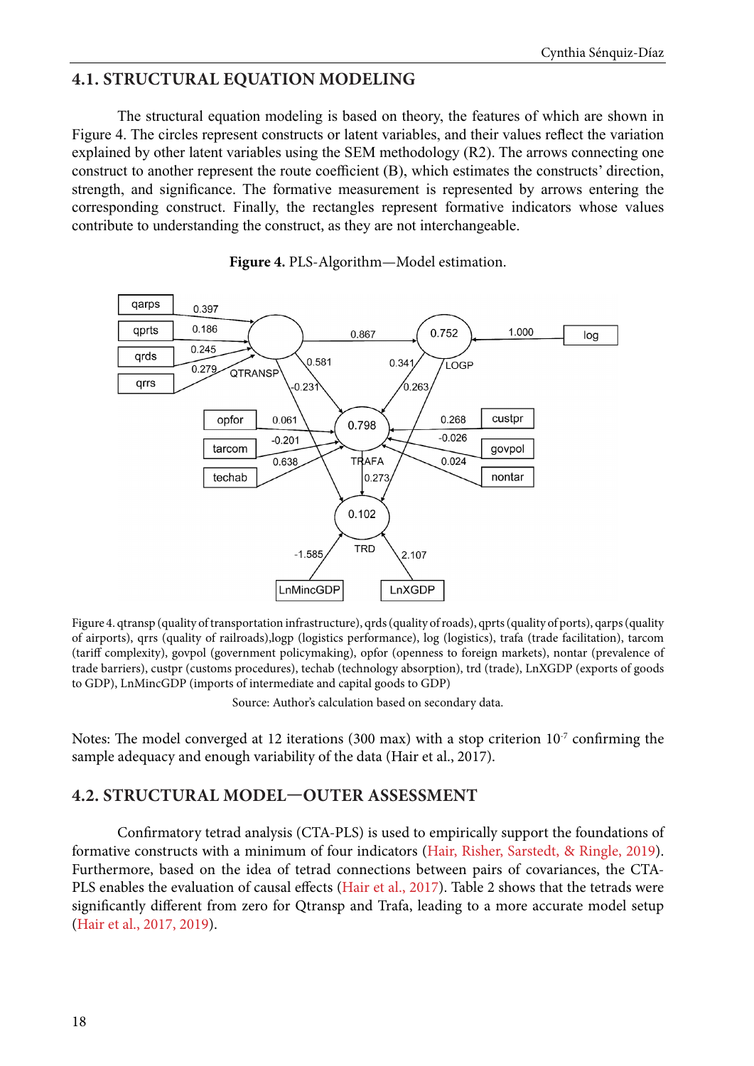## 4.1. STRUCTURAL EQUATION MODELING

The structural equation modeling is based on theory, the features of which are shown in Figure 4. The circles represent constructs or latent variables, and their values reflect the variation explained by other latent variables using the SEM methodology (R2). The arrows connecting one construct to another represent the route coefficient (B), which estimates the constructs' direction, strength, and significance. The formative measurement is represented by arrows entering the corresponding construct. Finally, the rectangles represent formative indicators whose values contribute to understanding the construct, as they are not interchangeable.

**Figure 4.** PLS-Algorithm—Model estimation.

Figure 4. qtransp (quality of transportation infrastructure), qrds (quality of roads), qprts (quality of ports), qarps (quality of airports), qrrs (quality of railroads),logp (logistics performance), log (logistics), trafa (trade facilitation), tarcom (tariff complexity), govpol (government policymaking), opfor (openness to foreign markets), nontar (prevalence of trade barriers), custpr (customs procedures), techab (technology absorption), trd (trade), LnXGDP (exports of goods to GDP), LnMincGDP (imports of intermediate and capital goods to GDP)

Source: Author's calculation based on secondary data.

Notes: The model converged at 12 iterations (300 max) with a stop criterion $10^{-7}$ confirming the sample adequacy and enough variability of the data (Hair et al., 2017).

## 4.2. STRUCTURAL MODEL—OUTER ASSESSMENT

Confirmatory tetrad analysis (CTA-PLS) is used to empirically support the foundations of formative constructs with a minimum of four indicators (Hair, Risher, Sarstedt, & Ringle, 2019). Furthermore, based on the idea of tetrad connections between pairs of covariances, the CTA-PLS enables the evaluation of causal effects (Hair et al., 2017). Table 2 shows that the tetrads were significantly different from zero for Qtransp and Trafa, leading to a more accurate model setup (Hair et al., 2017, 2019).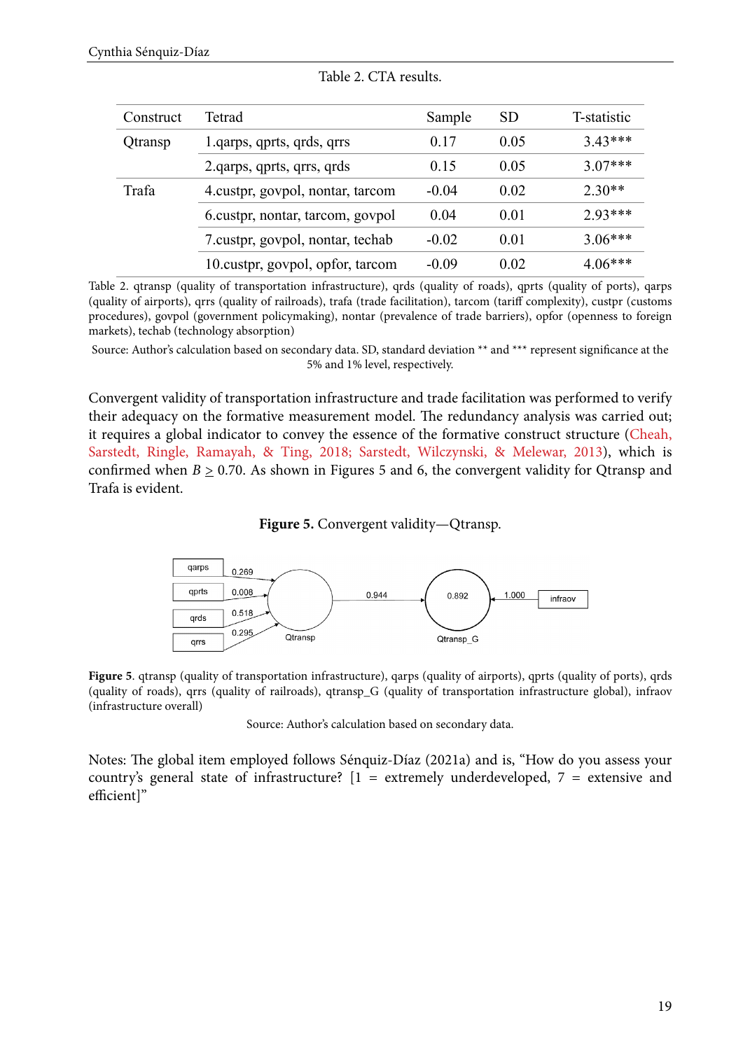Table 2. CTA results.

| Construct | Tetrad | Sample | SD | T-statistic |
|---|---|---|---|---|
| Qtransp | 1.qarps, qprts, qrds, qrrs | 0.17 | 0.05 | 3.43*** |
| | 2.qarps, qprts, qrrs, qrds | 0.15 | 0.05 | 3.07*** |
| Trafa | 4.custpr, govpol, nontar, tarcom | -0.04 | 0.02 | 2.30** |
| | 6.custpr, nontar, tarcom, govpol | 0.04 | 0.01 | 2.93*** |
| | 7.custpr, govpol, nontar, techab | -0.02 | 0.01 | 3.06*** |
| | 10.custpr, govpol, opfor, tarcom | -0.09 | 0.02 | 4.06*** |

Table 2. qtransp (quality of transportation infrastructure), qrds (quality of roads), qprts (quality of ports), qarps (quality of airports), qrrs (quality of railroads), trafa (trade facilitation), tarcom (tariff complexity), custpr (customs procedures), govpol (government policymaking), nontar (prevalence of trade barriers), opfor (openness to foreign markets), techab (technology absorption)

Source: Author's calculation based on secondary data. SD, standard deviation ** and *** represent significance at the 5% and 1% level, respectively.

Convergent validity of transportation infrastructure and trade facilitation was performed to verify their adequacy on the formative measurement model. The redundancy analysis was carried out; it requires a global indicator to convey the essence of the formative construct structure (Cheah, Sarstedt, Ringle, Ramayah, & Ting, 2018; Sarstedt, Wilczynski, & Melewar, 2013), which is confirmed when $B \geq 0.70$. As shown in Figures 5 and 6, the convergent validity for Qtransp and Trafa is evident.

**Figure 5.** Convergent validity—Qtransp.

**Figure 5**. qtransp (quality of transportation infrastructure), qarps (quality of airports), qprts (quality of ports), qrds (quality of roads), qrrs (quality of railroads), qtransp_G (quality of transportation infrastructure global), infraov (infrastructure overall)

Source: Author's calculation based on secondary data.

Notes: The global item employed follows Sénquiz-Díaz (2021a) and is, "How do you assess your country's general state of infrastructure? [1 = extremely underdeveloped, 7 = extensive and efficient]"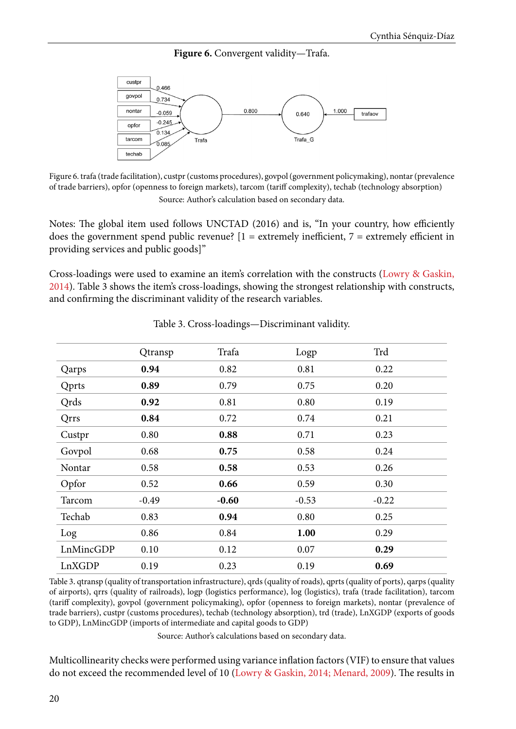**Figure 6.** Convergent validity—Trafa.

Figure 6. trafa (trade facilitation), custpr (customs procedures), govpol (government policymaking), nontar (prevalence of trade barriers), opfor (openness to foreign markets), tarcom (tariff complexity), techab (technology absorption)

Source: Author's calculation based on secondary data.

Notes: The global item used follows UNCTAD (2016) and is, "In your country, how efficiently does the government spend public revenue? [1 = extremely inefficient, 7 = extremely efficient in providing services and public goods]"

Cross-loadings were used to examine an item's correlation with the constructs (Lowry & Gaskin, 2014). Table 3 shows the item's cross-loadings, showing the strongest relationship with constructs, and confirming the discriminant validity of the research variables.

Table 3. Cross-loadings—Discriminant validity.

| | Qtransp | Trafa | Logp | Trd |
|---|---|---|---|---|
| Qarps | **0.94** | 0.82 | 0.81 | 0.22 |
| Qprts | **0.89** | 0.79 | 0.75 | 0.20 |
| Qrds | **0.92** | 0.81 | 0.80 | 0.19 |
| Qrrs | **0.84** | 0.72 | 0.74 | 0.21 |
| Custpr | 0.80 | **0.88** | 0.71 | 0.23 |
| Govpol | 0.68 | **0.75** | 0.58 | 0.24 |
| Nontar | 0.58 | **0.58** | 0.53 | 0.26 |
| Opfor | 0.52 | **0.66** | 0.59 | 0.30 |
| Tarcom | -0.49 | **-0.60** | -0.53 | -0.22 |
| Techab | 0.83 | **0.94** | 0.80 | 0.25 |
| Log | 0.86 | 0.84 | **1.00** | 0.29 |
| LnMincGDP | 0.10 | 0.12 | 0.07 | **0.29** |
| LnXGDP | 0.19 | 0.23 | 0.19 | **0.69** |

Table 3. qtransp (quality of transportation infrastructure), qrds (quality of roads), qprts (quality of ports), qarps (quality of airports), qrrs (quality of railroads), logp (logistics performance), log (logistics), trafa (trade facilitation), tarcom (tariff complexity), govpol (government policymaking), opfor (openness to foreign markets), nontar (prevalence of trade barriers), custpr (customs procedures), techab (technology absorption), trd (trade), LnXGDP (exports of goods to GDP), LnMincGDP (imports of intermediate and capital goods to GDP)

Source: Author's calculations based on secondary data.

Multicollinearity checks were performed using variance inflation factors (VIF) to ensure that values do not exceed the recommended level of 10 (Lowry & Gaskin, 2014; Menard, 2009). The results in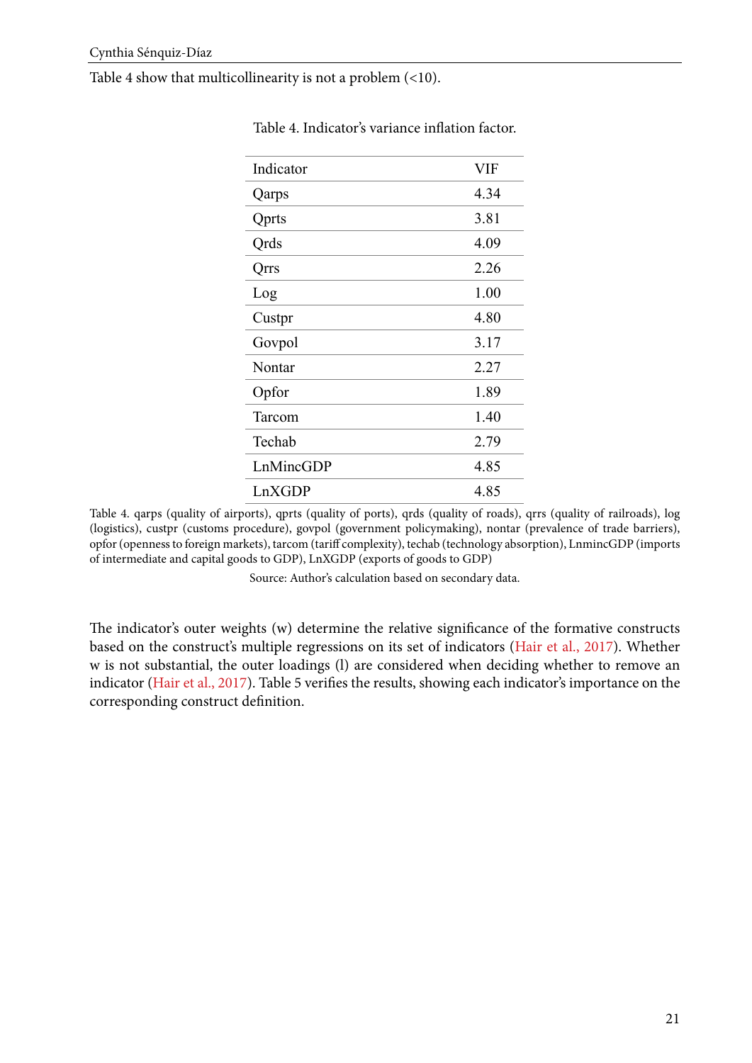Table 4 show that multicollinearity is not a problem (<10).

Table 4. Indicator's variance inflation factor.

| Indicator | VIF |
|---|---|
| Qarps | 4.34 |
| Qprts | 3.81 |
| Qrds | 4.09 |
| Qrrs | 2.26 |
| Log | 1.00 |
| Custpr | 4.80 |
| Govpol | 3.17 |
| Nontar | 2.27 |
| Opfor | 1.89 |
| Tarcom | 1.40 |
| Techab | 2.79 |
| LnMincGDP | 4.85 |
| LnXGDP | 4.85 |

Table 4. qarps (quality of airports), qprts (quality of ports), qrds (quality of roads), qrrs (quality of railroads), log (logistics), custpr (customs procedure), govpol (government policymaking), nontar (prevalence of trade barriers), opfor (openness to foreign markets), tarcom (tariff complexity), techab (technology absorption), LnmincGDP (imports of intermediate and capital goods to GDP), LnXGDP (exports of goods to GDP)

Source: Author's calculation based on secondary data.

The indicator's outer weights (w) determine the relative significance of the formative constructs based on the construct's multiple regressions on its set of indicators (Hair et al., 2017). Whether w is not substantial, the outer loadings (l) are considered when deciding whether to remove an indicator (Hair et al., 2017). Table 5 verifies the results, showing each indicator's importance on the corresponding construct definition.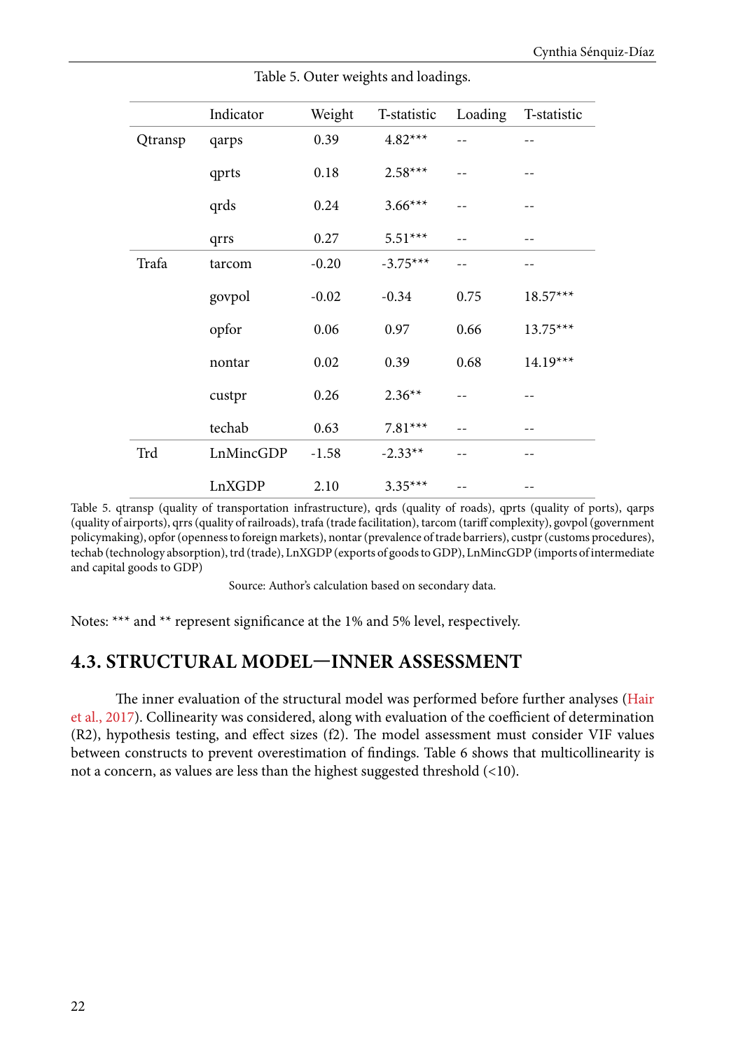Table 5. Outer weights and loadings.

| | Indicator | Weight | T-statistic | Loading | T-statistic |
|---|---|---|---|---|---|
| Qtransp | qarps | 0.39 | 4.82*** | -- | -- |
| | qprts | 0.18 | 2.58*** | -- | -- |
| | qrds | 0.24 | 3.66*** | -- | -- |
| | qrrs | 0.27 | 5.51*** | -- | -- |
| Trafa | tarcom | -0.20 | -3.75*** | -- | -- |
| | govpol | -0.02 | -0.34 | 0.75 | 18.57*** |
| | opfor | 0.06 | 0.97 | 0.66 | 13.75*** |
| | nontar | 0.02 | 0.39 | 0.68 | 14.19*** |
| | custpr | 0.26 | 2.36** | -- | -- |
| | techab | 0.63 | 7.81*** | -- | -- |
| Trd | LnMincGDP | -1.58 | -2.33** | -- | -- |
| | LnXGDP | 2.10 | 3.35*** | -- | -- |

Table 5. qtransp (quality of transportation infrastructure), qrds (quality of roads), qprts (quality of ports), qarps (quality of airports), qrrs (quality of railroads), trafa (trade facilitation), tarcom (tariff complexity), govpol (government policymaking), opfor (openness to foreign markets), nontar (prevalence of trade barriers), custpr (customs procedures), techab (technology absorption), trd (trade), LnXGDP (exports of goods to GDP), LnMincGDP (imports of intermediate and capital goods to GDP)

Source: Author's calculation based on secondary data.

Notes: *** and ** represent significance at the 1% and 5% level, respectively.

## 4.3. STRUCTURAL MODEL—INNER ASSESSMENT

The inner evaluation of the structural model was performed before further analyses (Hair et al., 2017). Collinearity was considered, along with evaluation of the coefficient of determination (R2), hypothesis testing, and effect sizes (f2). The model assessment must consider VIF values between constructs to prevent overestimation of findings. Table 6 shows that multicollinearity is not a concern, as values are less than the highest suggested threshold (<10).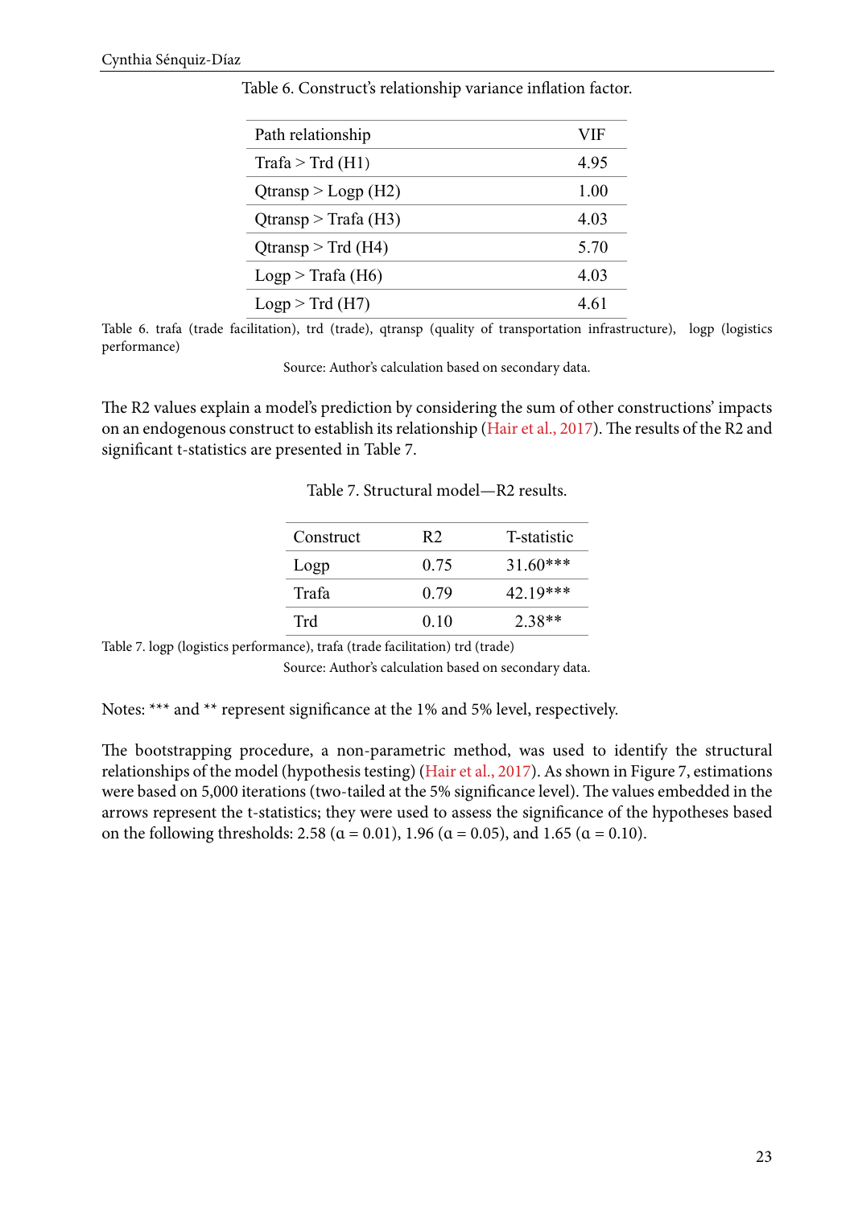Table 6. Construct's relationship variance inflation factor.

| Path relationship | VIF |
|---|---|
| Trafa > Trd (H1) | 4.95 |
| Qtransp > Logp (H2) | 1.00 |
| Qtransp > Trafa (H3) | 4.03 |
| Qtransp > Trd (H4) | 5.70 |
| Logp > Trafa (H6) | 4.03 |
| Logp > Trd (H7) | 4.61 |

Table 6. trafa (trade facilitation), trd (trade), qtransp (quality of transportation infrastructure), logp (logistics performance)

Source: Author's calculation based on secondary data.

The R2 values explain a model's prediction by considering the sum of other constructions' impacts on an endogenous construct to establish its relationship (Hair et al., 2017). The results of the R2 and significant t-statistics are presented in Table 7.

Table 7. Structural model—R2 results.

| Construct | R2 | T-statistic |
|---|---|---|
| Logp | 0.75 | 31.60*** |
| Trafa | 0.79 | 42.19*** |
| Trd | 0.10 | 2.38** |

Table 7. logp (logistics performance), trafa (trade facilitation) trd (trade)

Source: Author's calculation based on secondary data.

Notes: *** and ** represent significance at the 1% and 5% level, respectively.

The bootstrapping procedure, a non-parametric method, was used to identify the structural relationships of the model (hypothesis testing) (Hair et al., 2017). As shown in Figure 7, estimations were based on 5,000 iterations (two-tailed at the 5% significance level). The values embedded in the arrows represent the t-statistics; they were used to assess the significance of the hypotheses based on the following thresholds: 2.58 ($\alpha = 0.01$), 1.96 ($\alpha = 0.05$), and 1.65 ($\alpha = 0.10$).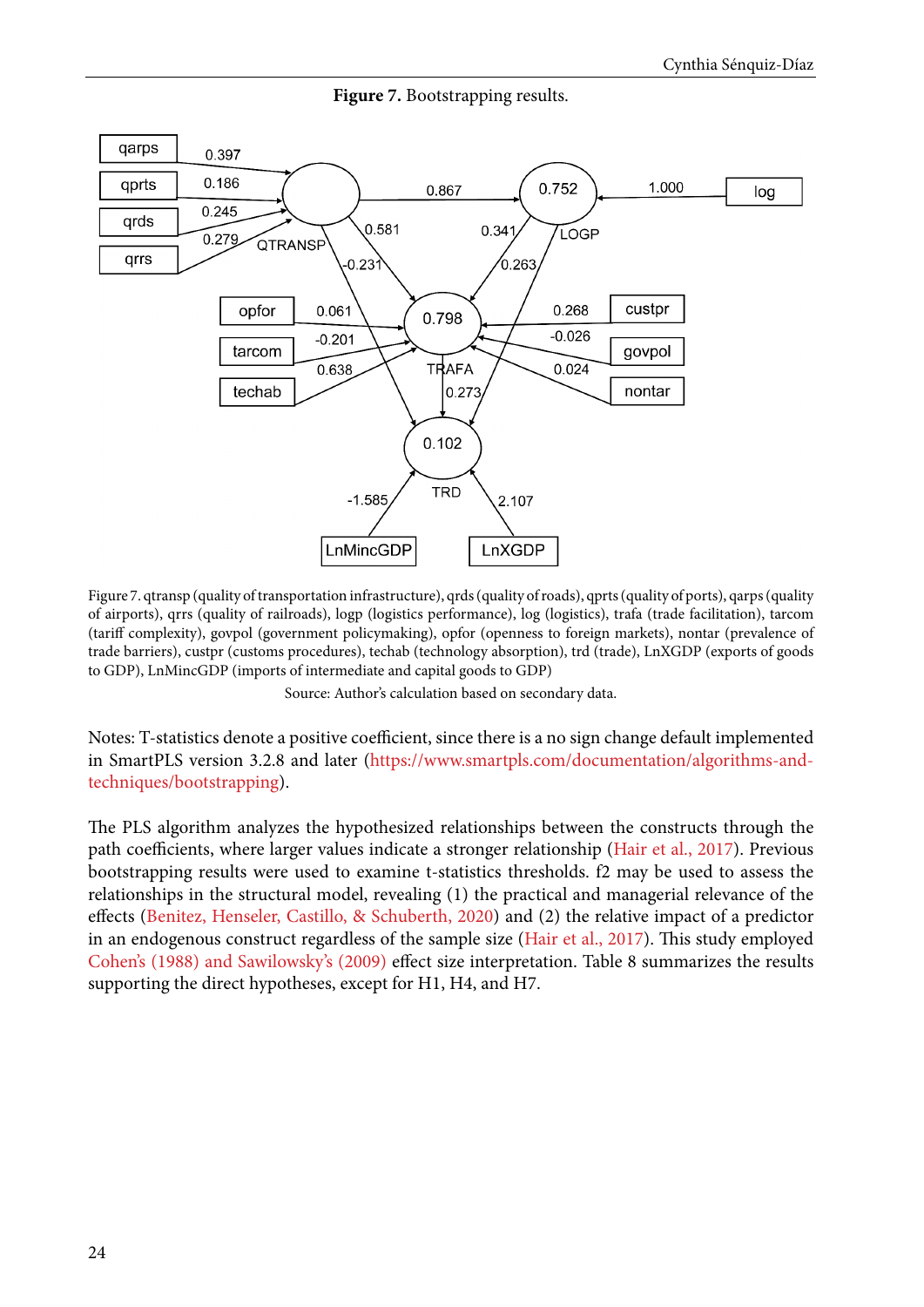**Figure 7.** Bootstrapping results.

Figure 7. qtransp (quality of transportation infrastructure), qrds (quality of roads), qprts (quality of ports), qarps (quality of airports), qrrs (quality of railroads), logp (logistics performance), log (logistics), trafa (trade facilitation), tarcom (tariff complexity), govpol (government policymaking), opfor (openness to foreign markets), nontar (prevalence of trade barriers), custpr (customs procedures), techab (technology absorption), trd (trade), LnXGDP (exports of goods to GDP), LnMincGDP (imports of intermediate and capital goods to GDP)

Source: Author's calculation based on secondary data.

Notes: T-statistics denote a positive coefficient, since there is a no sign change default implemented in SmartPLS version 3.2.8 and later (https://www.smartpls.com/documentation/algorithms-and-techniques/bootstrapping).

The PLS algorithm analyzes the hypothesized relationships between the constructs through the path coefficients, where larger values indicate a stronger relationship (Hair et al., 2017). Previous bootstrapping results were used to examine t-statistics thresholds. f2 may be used to assess the relationships in the structural model, revealing (1) the practical and managerial relevance of the effects (Benitez, Henseler, Castillo, & Schuberth, 2020) and (2) the relative impact of a predictor in an endogenous construct regardless of the sample size (Hair et al., 2017). This study employed Cohen's (1988) and Sawilowsky's (2009) effect size interpretation. Table 8 summarizes the results supporting the direct hypotheses, except for H1, H4, and H7.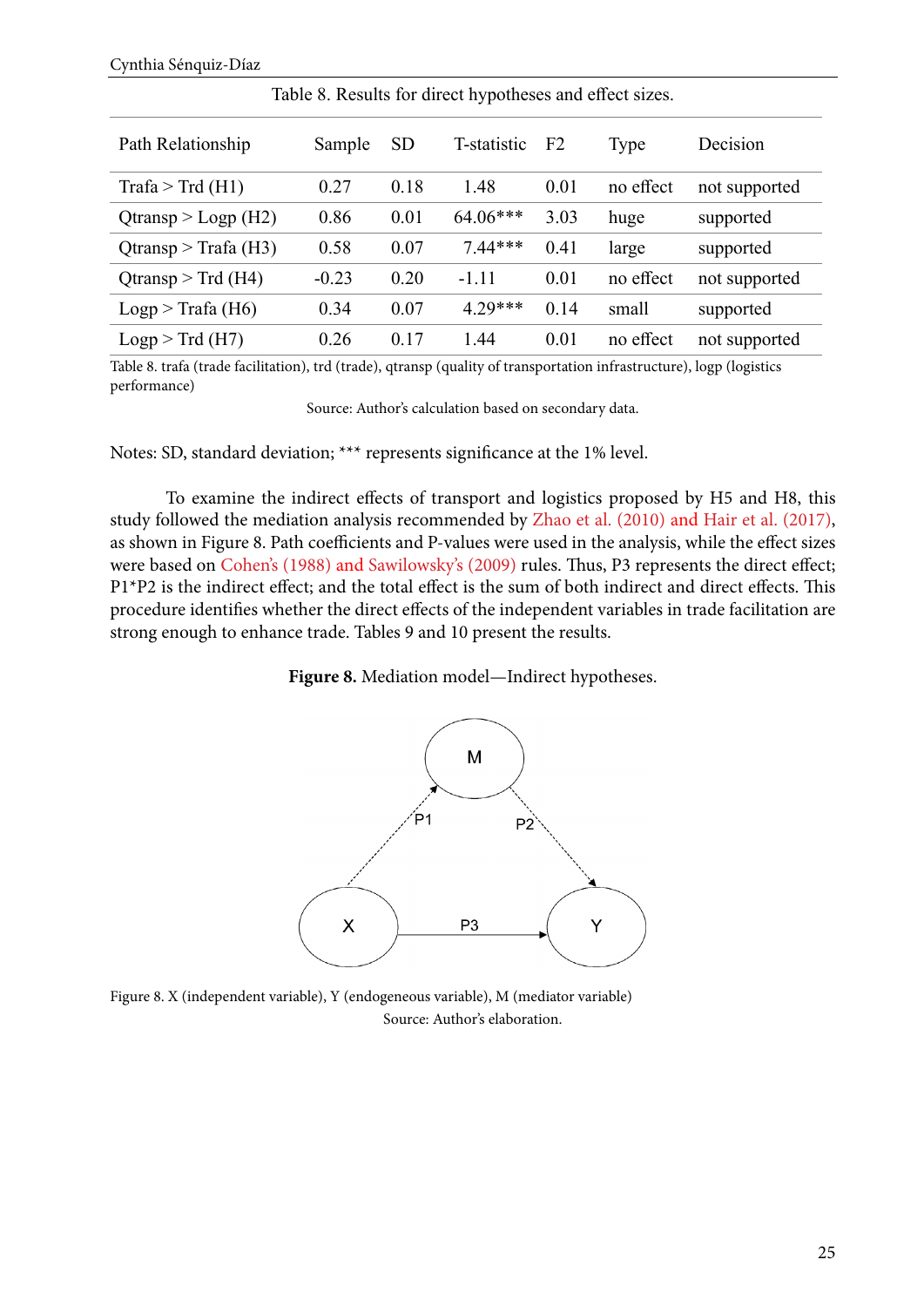Table 8. Results for direct hypotheses and effect sizes.

| Path Relationship | Sample | SD | T-statistic | F2 | Type | Decision |
|---|---|---|---|---|---|---|
| Trafa > Trd (H1) | 0.27 | 0.18 | 1.48 | 0.01 | no effect | not supported |
| Qtransp > Logp (H2) | 0.86 | 0.01 | 64.06*** | 3.03 | huge | supported |
| Qtransp > Trafa (H3) | 0.58 | 0.07 | 7.44*** | 0.41 | large | supported |
| Qtransp > Trd (H4) | -0.23 | 0.20 | -1.11 | 0.01 | no effect | not supported |
| Logp > Trafa (H6) | 0.34 | 0.07 | 4.29*** | 0.14 | small | supported |
| Logp > Trd (H7) | 0.26 | 0.17 | 1.44 | 0.01 | no effect | not supported |

Table 8. trafa (trade facilitation), trd (trade), qtransp (quality of transportation infrastructure), logp (logistics performance)

Source: Author's calculation based on secondary data.

Notes: SD, standard deviation; *** represents significance at the 1% level.

To examine the indirect effects of transport and logistics proposed by H5 and H8, this study followed the mediation analysis recommended by Zhao et al. (2010) and Hair et al. (2017), as shown in Figure 8. Path coefficients and P-values were used in the analysis, while the effect sizes were based on Cohen's (1988) and Sawilowsky's (2009) rules. Thus, P3 represents the direct effect; P1*P2 is the indirect effect; and the total effect is the sum of both indirect and direct effects. This procedure identifies whether the direct effects of the independent variables in trade facilitation are strong enough to enhance trade. Tables 9 and 10 present the results.

**Figure 8.** Mediation model—Indirect hypotheses.

Figure 8. X (independent variable), Y (endogeneous variable), M (mediator variable)

Source: Author's elaboration.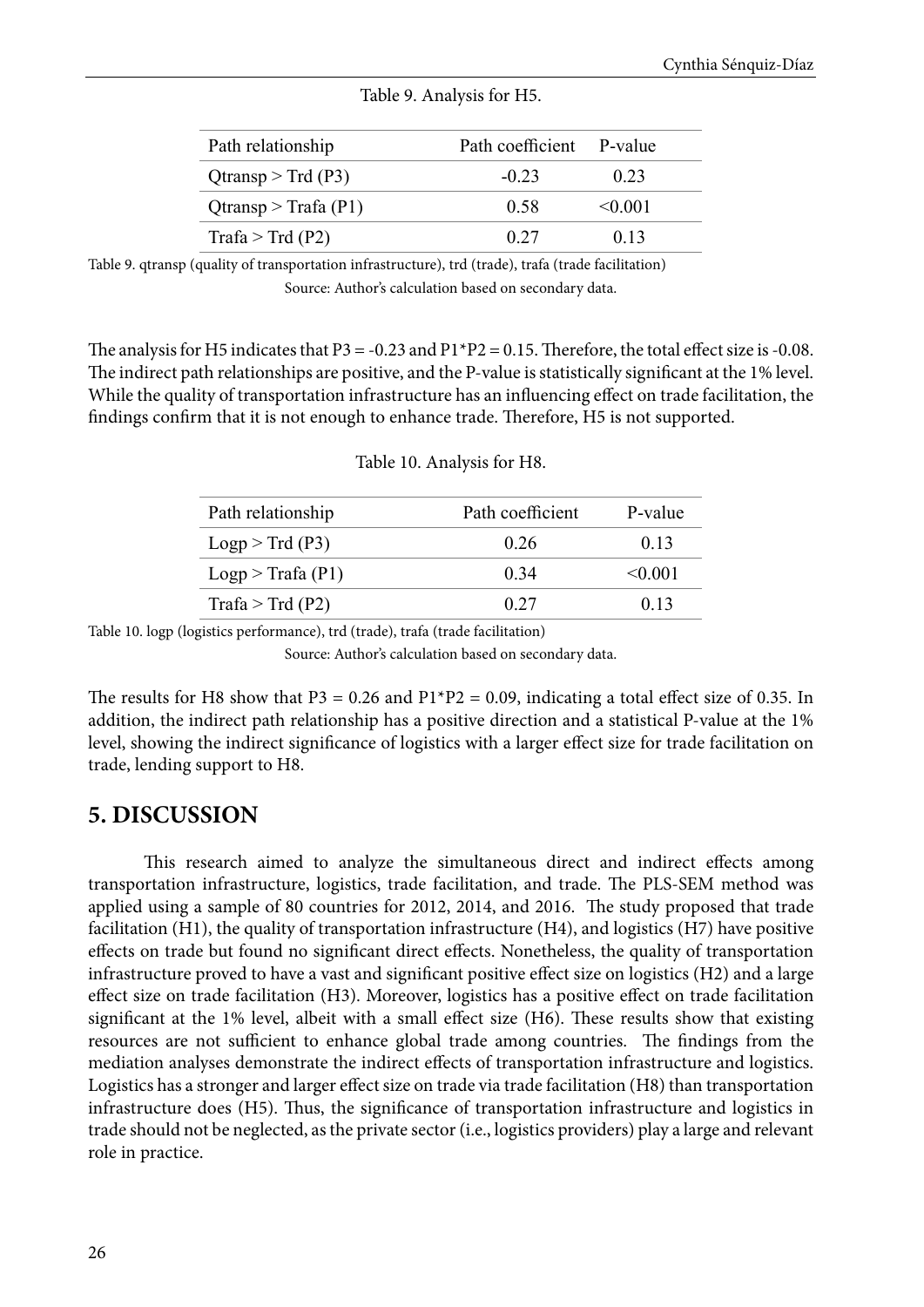Table 9. Analysis for H5.

| Path relationship | Path coefficient | P-value |
|---|---|---|
| Qtransp > Trd (P3) | -0.23 | 0.23 |
| Qtransp > Trafa (P1) | 0.58 | <0.001 |
| Trafa > Trd (P2) | 0.27 | 0.13 |

Table 9. qtransp (quality of transportation infrastructure), trd (trade), trafa (trade facilitation)

Source: Author's calculation based on secondary data.

The analysis for H5 indicates that P3 = -0.23 and P1*P2 = 0.15. Therefore, the total effect size is -0.08. The indirect path relationships are positive, and the P-value is statistically significant at the 1% level. While the quality of transportation infrastructure has an influencing effect on trade facilitation, the findings confirm that it is not enough to enhance trade. Therefore, H5 is not supported.

Table 10. Analysis for H8.

| Path relationship | Path coefficient | P-value |
|---|---|---|
| Logp > Trd (P3) | 0.26 | 0.13 |
| Logp > Trafa (P1) | 0.34 | <0.001 |
| Trafa > Trd (P2) | 0.27 | 0.13 |

Table 10. logp (logistics performance), trd (trade), trafa (trade facilitation)

Source: Author's calculation based on secondary data.

The results for H8 show that P3 = 0.26 and P1*P2 = 0.09, indicating a total effect size of 0.35. In addition, the indirect path relationship has a positive direction and a statistical P-value at the 1% level, showing the indirect significance of logistics with a larger effect size for trade facilitation on trade, lending support to H8.

## 5. DISCUSSION

This research aimed to analyze the simultaneous direct and indirect effects among transportation infrastructure, logistics, trade facilitation, and trade. The PLS-SEM method was applied using a sample of 80 countries for 2012, 2014, and 2016. The study proposed that trade facilitation (H1), the quality of transportation infrastructure (H4), and logistics (H7) have positive effects on trade but found no significant direct effects. Nonetheless, the quality of transportation infrastructure proved to have a vast and significant positive effect size on logistics (H2) and a large effect size on trade facilitation (H3). Moreover, logistics has a positive effect on trade facilitation significant at the 1% level, albeit with a small effect size (H6). These results show that existing resources are not sufficient to enhance global trade among countries. The findings from the mediation analyses demonstrate the indirect effects of transportation infrastructure and logistics. Logistics has a stronger and larger effect size on trade via trade facilitation (H8) than transportation infrastructure does (H5). Thus, the significance of transportation infrastructure and logistics in trade should not be neglected, as the private sector (i.e., logistics providers) play a large and relevant role in practice.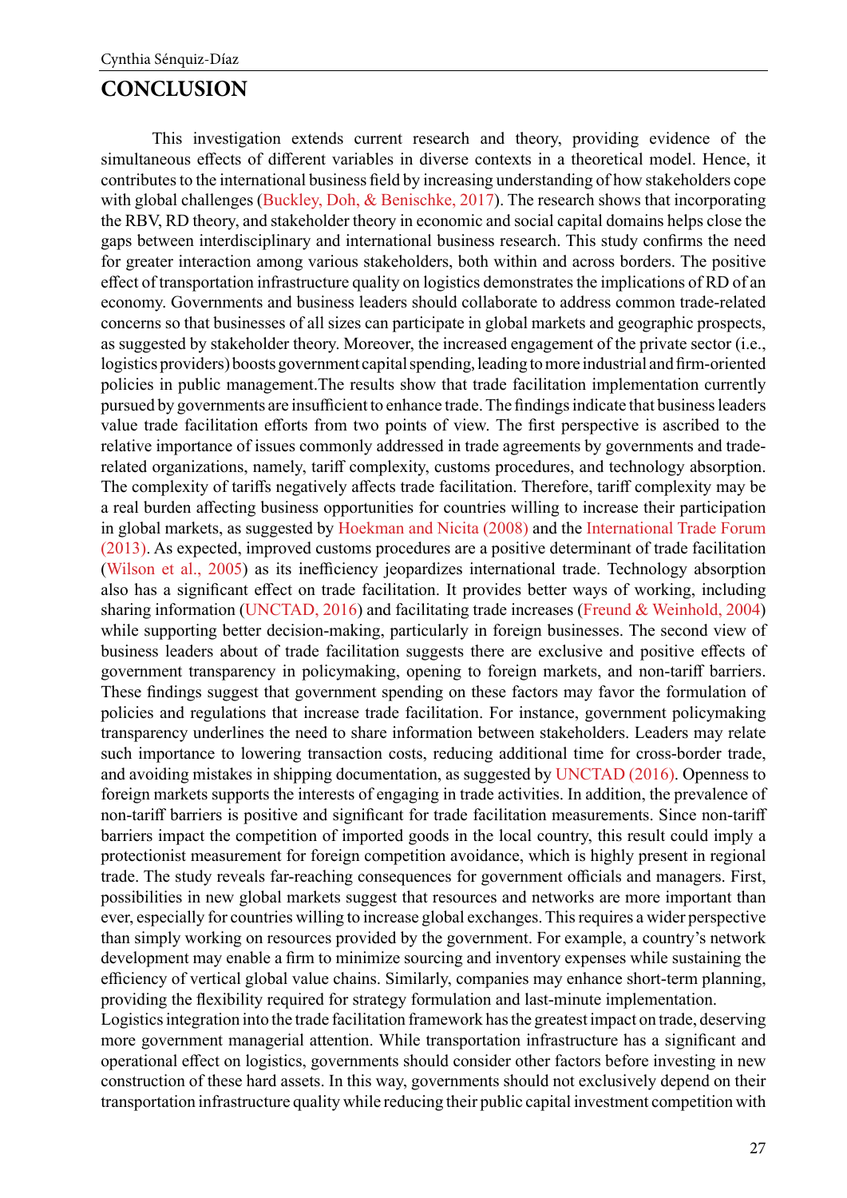# CONCLUSION

This investigation extends current research and theory, providing evidence of the simultaneous effects of different variables in diverse contexts in a theoretical model. Hence, it contributes to the international business field by increasing understanding of how stakeholders cope with global challenges (Buckley, Doh, & Benischke, 2017). The research shows that incorporating the RBV, RD theory, and stakeholder theory in economic and social capital domains helps close the gaps between interdisciplinary and international business research. This study confirms the need for greater interaction among various stakeholders, both within and across borders. The positive effect of transportation infrastructure quality on logistics demonstrates the implications of RD of an economy. Governments and business leaders should collaborate to address common trade-related concerns so that businesses of all sizes can participate in global markets and geographic prospects, as suggested by stakeholder theory. Moreover, the increased engagement of the private sector (i.e., logistics providers) boosts government capital spending, leading to more industrial and firm-oriented policies in public management.The results show that trade facilitation implementation currently pursued by governments are insufficient to enhance trade. The findings indicate that business leaders value trade facilitation efforts from two points of view. The first perspective is ascribed to the relative importance of issues commonly addressed in trade agreements by governments and trade-related organizations, namely, tariff complexity, customs procedures, and technology absorption. The complexity of tariffs negatively affects trade facilitation. Therefore, tariff complexity may be a real burden affecting business opportunities for countries willing to increase their participation in global markets, as suggested by Hoekman and Nicita (2008) and the International Trade Forum (2013). As expected, improved customs procedures are a positive determinant of trade facilitation (Wilson et al., 2005) as its inefficiency jeopardizes international trade. Technology absorption also has a significant effect on trade facilitation. It provides better ways of working, including sharing information (UNCTAD, 2016) and facilitating trade increases (Freund & Weinhold, 2004) while supporting better decision-making, particularly in foreign businesses. The second view of business leaders about of trade facilitation suggests there are exclusive and positive effects of government transparency in policymaking, opening to foreign markets, and non-tariff barriers. These findings suggest that government spending on these factors may favor the formulation of policies and regulations that increase trade facilitation. For instance, government policymaking transparency underlines the need to share information between stakeholders. Leaders may relate such importance to lowering transaction costs, reducing additional time for cross-border trade, and avoiding mistakes in shipping documentation, as suggested by UNCTAD (2016). Openness to foreign markets supports the interests of engaging in trade activities. In addition, the prevalence of non-tariff barriers is positive and significant for trade facilitation measurements. Since non-tariff barriers impact the competition of imported goods in the local country, this result could imply a protectionist measurement for foreign competition avoidance, which is highly present in regional trade. The study reveals far-reaching consequences for government officials and managers. First, possibilities in new global markets suggest that resources and networks are more important than ever, especially for countries willing to increase global exchanges. This requires a wider perspective than simply working on resources provided by the government. For example, a country's network development may enable a firm to minimize sourcing and inventory expenses while sustaining the efficiency of vertical global value chains. Similarly, companies may enhance short-term planning, providing the flexibility required for strategy formulation and last-minute implementation.

Logistics integration into the trade facilitation framework has the greatest impact on trade, deserving more government managerial attention. While transportation infrastructure has a significant and operational effect on logistics, governments should consider other factors before investing in new construction of these hard assets. In this way, governments should not exclusively depend on their transportation infrastructure quality while reducing their public capital investment competition with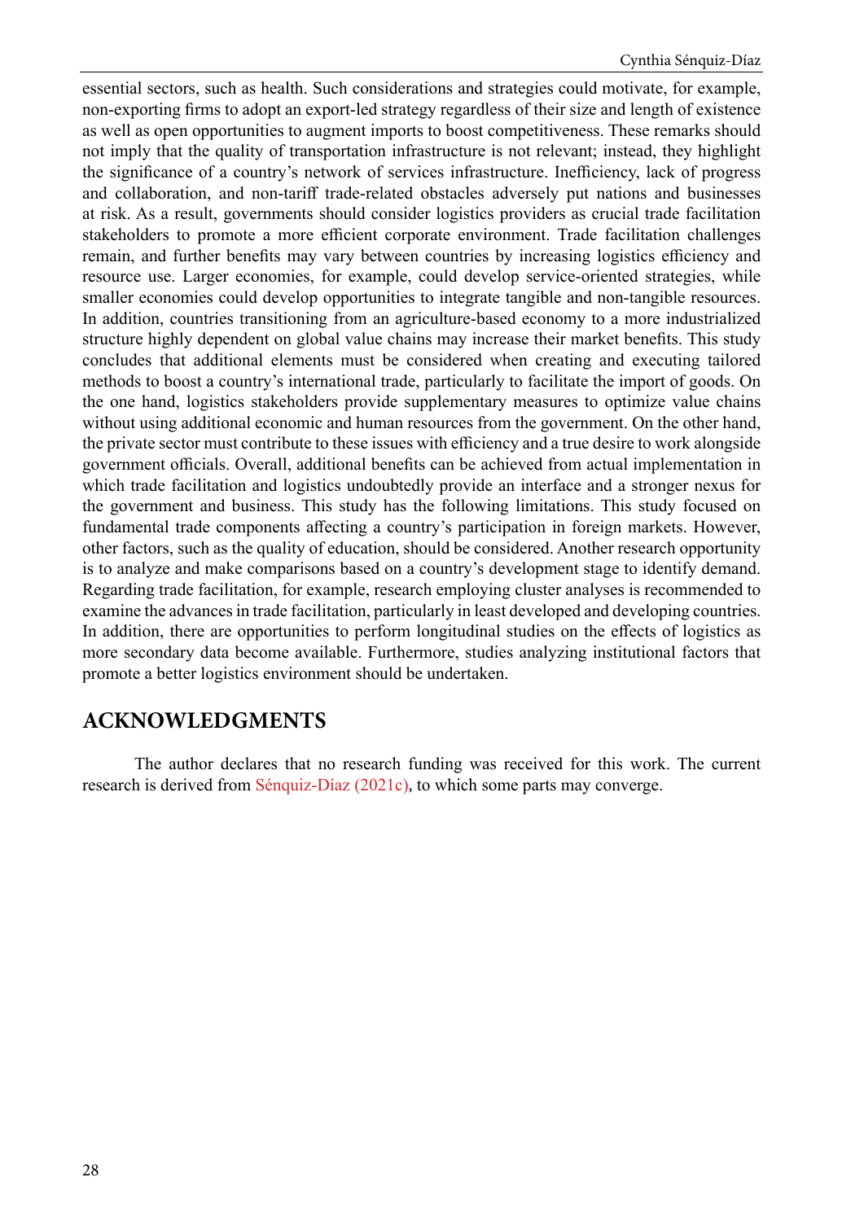essential sectors, such as health. Such considerations and strategies could motivate, for example, non-exporting firms to adopt an export-led strategy regardless of their size and length of existence as well as open opportunities to augment imports to boost competitiveness. These remarks should not imply that the quality of transportation infrastructure is not relevant; instead, they highlight the significance of a country's network of services infrastructure. Inefficiency, lack of progress and collaboration, and non-tariff trade-related obstacles adversely put nations and businesses at risk. As a result, governments should consider logistics providers as crucial trade facilitation stakeholders to promote a more efficient corporate environment. Trade facilitation challenges remain, and further benefits may vary between countries by increasing logistics efficiency and resource use. Larger economies, for example, could develop service-oriented strategies, while smaller economies could develop opportunities to integrate tangible and non-tangible resources. In addition, countries transitioning from an agriculture-based economy to a more industrialized structure highly dependent on global value chains may increase their market benefits. This study concludes that additional elements must be considered when creating and executing tailored methods to boost a country's international trade, particularly to facilitate the import of goods. On the one hand, logistics stakeholders provide supplementary measures to optimize value chains without using additional economic and human resources from the government. On the other hand, the private sector must contribute to these issues with efficiency and a true desire to work alongside government officials. Overall, additional benefits can be achieved from actual implementation in which trade facilitation and logistics undoubtedly provide an interface and a stronger nexus for the government and business. This study has the following limitations. This study focused on fundamental trade components affecting a country's participation in foreign markets. However, other factors, such as the quality of education, should be considered. Another research opportunity is to analyze and make comparisons based on a country's development stage to identify demand. Regarding trade facilitation, for example, research employing cluster analyses is recommended to examine the advances in trade facilitation, particularly in least developed and developing countries. In addition, there are opportunities to perform longitudinal studies on the effects of logistics as more secondary data become available. Furthermore, studies analyzing institutional factors that promote a better logistics environment should be undertaken.

## ACKNOWLEDGMENTS

The author declares that no research funding was received for this work. The current research is derived from Sénquiz-Díaz (2021c), to which some parts may converge.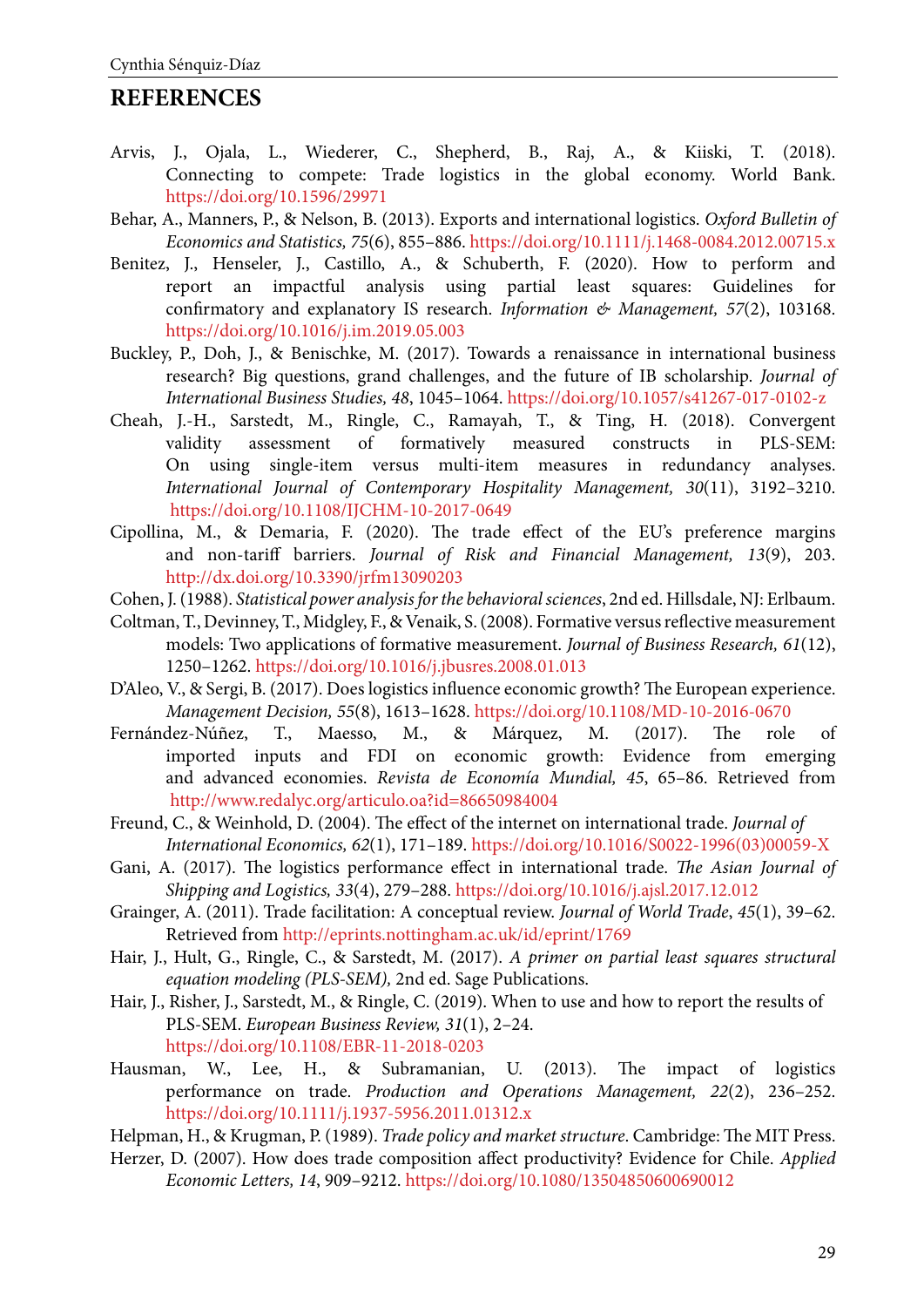## REFERENCES

Arvis, J., Ojala, L., Wiederer, C., Shepherd, B., Raj, A., & Kiiski, T. (2018). Connecting to compete: Trade logistics in the global economy. World Bank. https://doi.org/10.1596/29971

Behar, A., Manners, P., & Nelson, B. (2013). Exports and international logistics. *Oxford Bulletin of Economics and Statistics, 75*(6), 855–886. https://doi.org/10.1111/j.1468-0084.2012.00715.x

Benitez, J., Henseler, J., Castillo, A., & Schuberth, F. (2020). How to perform and report an impactful analysis using partial least squares: Guidelines for confirmatory and explanatory IS research. *Information & Management, 57*(2), 103168. https://doi.org/10.1016/j.im.2019.05.003

Buckley, P., Doh, J., & Benischke, M. (2017). Towards a renaissance in international business research? Big questions, grand challenges, and the future of IB scholarship. *Journal of International Business Studies, 48*, 1045–1064. https://doi.org/10.1057/s41267-017-0102-z

Cheah, J.-H., Sarstedt, M., Ringle, C., Ramayah, T., & Ting, H. (2018). Convergent validity assessment of formatively measured constructs in PLS-SEM: On using single-item versus multi-item measures in redundancy analyses. *International Journal of Contemporary Hospitality Management, 30*(11), 3192–3210. https://doi.org/10.1108/IJCHM-10-2017-0649

Cipollina, M., & Demaria, F. (2020). The trade effect of the EU's preference margins and non-tariff barriers. *Journal of Risk and Financial Management, 13*(9), 203. http://dx.doi.org/10.3390/jrfm13090203

Cohen, J. (1988). *Statistical power analysis for the behavioral sciences*, 2nd ed. Hillsdale, NJ: Erlbaum.

Coltman, T., Devinney, T., Midgley, F., & Venaik, S. (2008). Formative versus reflective measurement models: Two applications of formative measurement. *Journal of Business Research, 61*(12), 1250–1262. https://doi.org/10.1016/j.jbusres.2008.01.013

D'Aleo, V., & Sergi, B. (2017). Does logistics influence economic growth? The European experience. *Management Decision, 55*(8), 1613–1628. https://doi.org/10.1108/MD-10-2016-0670

Fernández-Núñez, T., Maesso, M., & Márquez, M. (2017). The role of imported inputs and FDI on economic growth: Evidence from emerging and advanced economies. *Revista de Economía Mundial, 45*, 65–86. Retrieved from http://www.redalyc.org/articulo.oa?id=86650984004

Freund, C., & Weinhold, D. (2004). The effect of the internet on international trade. *Journal of International Economics, 62*(1), 171–189. https://doi.org/10.1016/S0022-1996(03)00059-X

Gani, A. (2017). The logistics performance effect in international trade. *The Asian Journal of Shipping and Logistics, 33*(4), 279–288. https://doi.org/10.1016/j.ajsl.2017.12.012

Grainger, A. (2011). Trade facilitation: A conceptual review. *Journal of World Trade*, *45*(1), 39–62. Retrieved from http://eprints.nottingham.ac.uk/id/eprint/1769

Hair, J., Hult, G., Ringle, C., & Sarstedt, M. (2017). *A primer on partial least squares structural equation modeling (PLS-SEM),* 2nd ed. Sage Publications.

Hair, J., Risher, J., Sarstedt, M., & Ringle, C. (2019). When to use and how to report the results of PLS-SEM. *European Business Review, 31*(1), 2–24. https://doi.org/10.1108/EBR-11-2018-0203

Hausman, W., Lee, H., & Subramanian, U. (2013). The impact of logistics performance on trade. *Production and Operations Management, 22*(2), 236–252. https://doi.org/10.1111/j.1937-5956.2011.01312.x

Helpman, H., & Krugman, P. (1989). *Trade policy and market structure*. Cambridge: The MIT Press.

Herzer, D. (2007). How does trade composition affect productivity? Evidence for Chile. *Applied Economic Letters, 14*, 909–9212. https://doi.org/10.1080/13504850600690012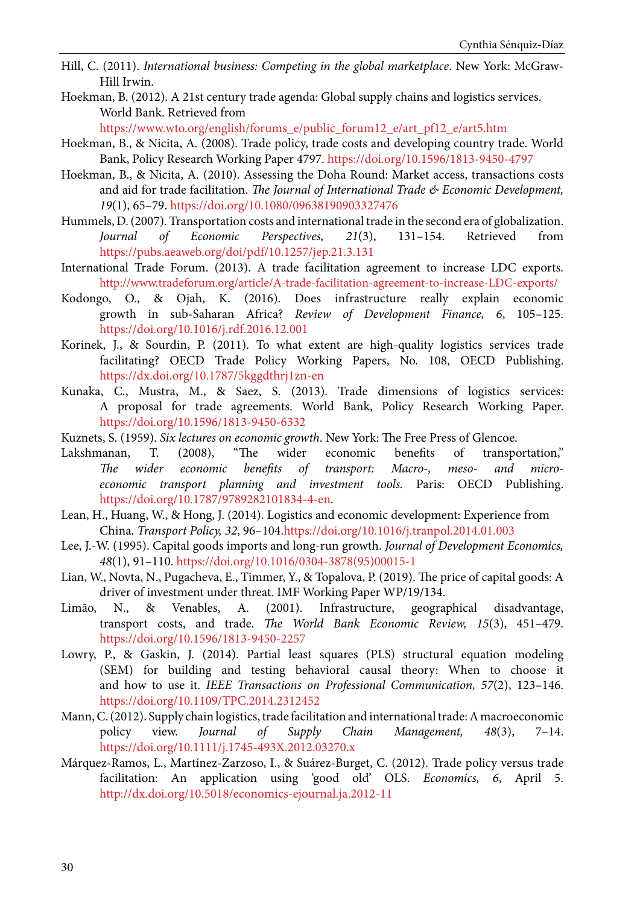Hill, C. (2011). *International business: Competing in the global marketplace*. New York: McGraw-Hill Irwin.

Hoekman, B. (2012). A 21st century trade agenda: Global supply chains and logistics services. World Bank. Retrieved from https://www.wto.org/english/forums_e/public_forum12_e/art_pf12_e/art5.htm

Hoekman, B., & Nicita, A. (2008). Trade policy, trade costs and developing country trade. World Bank, Policy Research Working Paper 4797. https://doi.org/10.1596/1813-9450-4797

Hoekman, B., & Nicita, A. (2010). Assessing the Doha Round: Market access, transactions costs and aid for trade facilitation. *The Journal of International Trade & Economic Development, 19*(1), 65–79. https://doi.org/10.1080/09638190903327476

Hummels, D. (2007). Transportation costs and international trade in the second era of globalization. *Journal of Economic Perspectives, 21*(3), 131–154. Retrieved from https://pubs.aeaweb.org/doi/pdf/10.1257/jep.21.3.131

International Trade Forum. (2013). A trade facilitation agreement to increase LDC exports. http://www.tradeforum.org/article/A-trade-facilitation-agreement-to-increase-LDC-exports/

Kodongo, O., & Ojah, K. (2016). Does infrastructure really explain economic growth in sub-Saharan Africa? *Review of Development Finance, 6*, 105–125. https://doi.org/10.1016/j.rdf.2016.12.001

Korinek, J., & Sourdin, P. (2011). To what extent are high-quality logistics services trade facilitating? OECD Trade Policy Working Papers, No. 108, OECD Publishing. https://dx.doi.org/10.1787/5kggdthrj1zn-en

Kunaka, C., Mustra, M., & Saez, S. (2013). Trade dimensions of logistics services: A proposal for trade agreements. World Bank, Policy Research Working Paper. https://doi.org/10.1596/1813-9450-6332

Kuznets, S. (1959). *Six lectures on economic growth*. New York: The Free Press of Glencoe.

Lakshmanan, T. (2008), "The wider economic benefits of transportation," *The wider economic benefits of transport: Macro-, meso- and micro-economic transport planning and investment tools.* Paris: OECD Publishing. https://doi.org/10.1787/9789282101834-4-en.

Lean, H., Huang, W., & Hong, J. (2014). Logistics and economic development: Experience from China. *Transport Policy, 32*, 96–104.https://doi.org/10.1016/j.tranpol.2014.01.003

Lee, J.-W. (1995). Capital goods imports and long-run growth. *Journal of Development Economics, 48*(1), 91–110. https://doi.org/10.1016/0304-3878(95)00015-1

Lian, W., Novta, N., Pugacheva, E., Timmer, Y., & Topalova, P. (2019). The price of capital goods: A driver of investment under threat. IMF Working Paper WP/19/134.

Limão, N., & Venables, A. (2001). Infrastructure, geographical disadvantage, transport costs, and trade. *The World Bank Economic Review, 15*(3), 451–479. https://doi.org/10.1596/1813-9450-2257

Lowry, P., & Gaskin, J. (2014). Partial least squares (PLS) structural equation modeling (SEM) for building and testing behavioral causal theory: When to choose it and how to use it. *IEEE Transactions on Professional Communication, 57*(2), 123–146. https://doi.org/10.1109/TPC.2014.2312452

Mann, C. (2012). Supply chain logistics, trade facilitation and international trade: A macroeconomic policy view. *Journal of Supply Chain Management, 48*(3), 7–14. https://doi.org/10.1111/j.1745-493X.2012.03270.x

Márquez-Ramos, L., Martínez-Zarzoso, I., & Suárez-Burget, C. (2012). Trade policy versus trade facilitation: An application using 'good old' OLS. *Economics, 6*, April 5. http://dx.doi.org/10.5018/economics-ejournal.ja.2012-11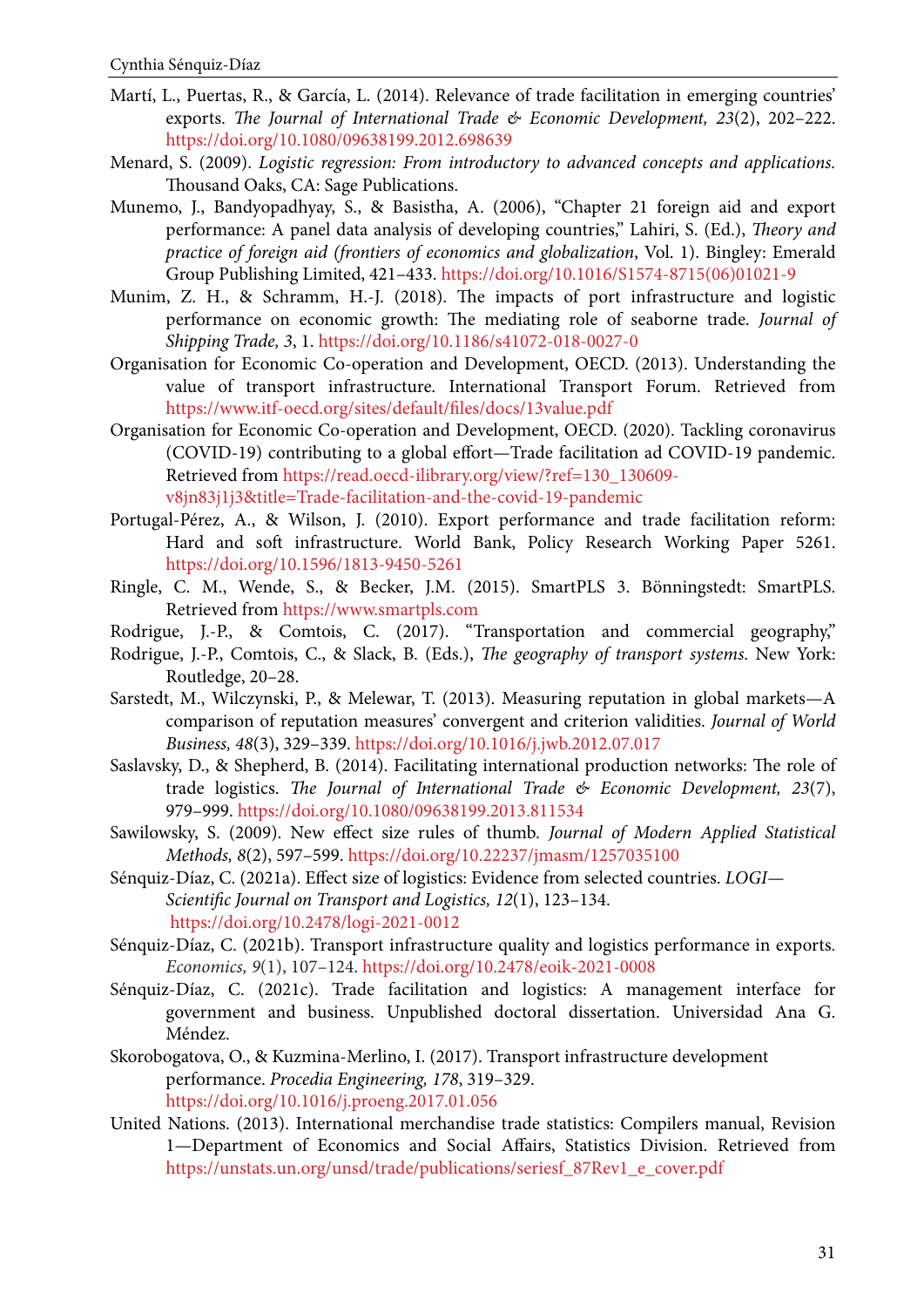Martí, L., Puertas, R., & García, L. (2014). Relevance of trade facilitation in emerging countries' exports. *The Journal of International Trade & Economic Development, 23*(2), 202–222. https://doi.org/10.1080/09638199.2012.698639

Menard, S. (2009). *Logistic regression: From introductory to advanced concepts and applications.* Thousand Oaks, CA: Sage Publications.

Munemo, J., Bandyopadhyay, S., & Basistha, A. (2006), "Chapter 21 foreign aid and export performance: A panel data analysis of developing countries," Lahiri, S. (Ed.), *Theory and practice of foreign aid (frontiers of economics and globalization*, Vol. 1). Bingley: Emerald Group Publishing Limited, 421–433. https://doi.org/10.1016/S1574-8715(06)01021-9

Munim, Z. H., & Schramm, H.-J. (2018). The impacts of port infrastructure and logistic performance on economic growth: The mediating role of seaborne trade. *Journal of Shipping Trade, 3*, 1. https://doi.org/10.1186/s41072-018-0027-0

Organisation for Economic Co-operation and Development, OECD. (2013). Understanding the value of transport infrastructure. International Transport Forum. Retrieved from https://www.itf-oecd.org/sites/default/files/docs/13value.pdf

Organisation for Economic Co-operation and Development, OECD. (2020). Tackling coronavirus (COVID-19) contributing to a global effort—Trade facilitation ad COVID-19 pandemic. Retrieved from https://read.oecd-ilibrary.org/view/?ref=130_130609-v8jn83j1j3&title=Trade-facilitation-and-the-covid-19-pandemic

Portugal-Pérez, A., & Wilson, J. (2010). Export performance and trade facilitation reform: Hard and soft infrastructure. World Bank, Policy Research Working Paper 5261. https://doi.org/10.1596/1813-9450-5261

Ringle, C. M., Wende, S., & Becker, J.M. (2015). SmartPLS 3. Bönningstedt: SmartPLS. Retrieved from https://www.smartpls.com

Rodrigue, J.-P., & Comtois, C. (2017). "Transportation and commercial geography,"

Rodrigue, J.-P., Comtois, C., & Slack, B. (Eds.), *The geography of transport systems*. New York: Routledge, 20–28.

Sarstedt, M., Wilczynski, P., & Melewar, T. (2013). Measuring reputation in global markets—A comparison of reputation measures' convergent and criterion validities. *Journal of World Business, 48*(3), 329–339. https://doi.org/10.1016/j.jwb.2012.07.017

Saslavsky, D., & Shepherd, B. (2014). Facilitating international production networks: The role of trade logistics. *The Journal of International Trade & Economic Development, 23*(7), 979–999. https://doi.org/10.1080/09638199.2013.811534

Sawilowsky, S. (2009). New effect size rules of thumb. *Journal of Modern Applied Statistical Methods, 8*(2), 597–599. https://doi.org/10.22237/jmasm/1257035100

Sénquiz-Díaz, C. (2021a). Effect size of logistics: Evidence from selected countries. *LOGI—Scientific Journal on Transport and Logistics, 12*(1), 123–134. https://doi.org/10.2478/logi-2021-0012

Sénquiz-Díaz, C. (2021b). Transport infrastructure quality and logistics performance in exports. *Economics, 9*(1), 107–124. https://doi.org/10.2478/eoik-2021-0008

Sénquiz-Díaz, C. (2021c). Trade facilitation and logistics: A management interface for government and business. Unpublished doctoral dissertation. Universidad Ana G. Méndez.

Skorobogatova, O., & Kuzmina-Merlino, I. (2017). Transport infrastructure development performance. *Procedia Engineering, 178*, 319–329. https://doi.org/10.1016/j.proeng.2017.01.056

United Nations. (2013). International merchandise trade statistics: Compilers manual, Revision 1—Department of Economics and Social Affairs, Statistics Division. Retrieved from https://unstats.un.org/unsd/trade/publications/seriesf_87Rev1_e_cover.pdf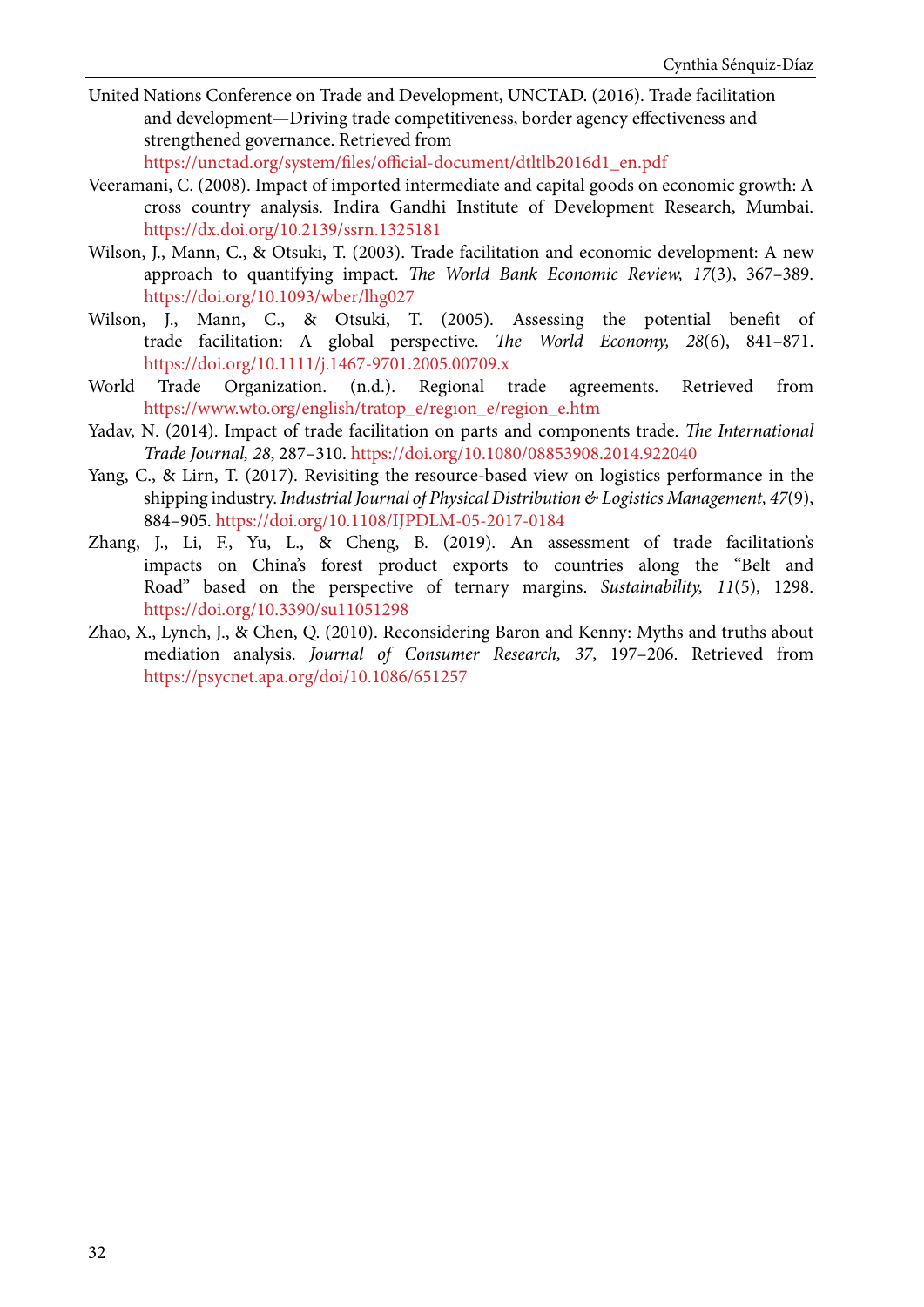United Nations Conference on Trade and Development, UNCTAD. (2016). Trade facilitation and development—Driving trade competitiveness, border agency effectiveness and strengthened governance. Retrieved from https://unctad.org/system/files/official-document/dtltlb2016d1_en.pdf

Veeramani, C. (2008). Impact of imported intermediate and capital goods on economic growth: A cross country analysis. Indira Gandhi Institute of Development Research, Mumbai. https://dx.doi.org/10.2139/ssrn.1325181

Wilson, J., Mann, C., & Otsuki, T. (2003). Trade facilitation and economic development: A new approach to quantifying impact. *The World Bank Economic Review, 17*(3), 367–389. https://doi.org/10.1093/wber/lhg027

Wilson, J., Mann, C., & Otsuki, T. (2005). Assessing the potential benefit of trade facilitation: A global perspective. *The World Economy, 28*(6), 841–871. https://doi.org/10.1111/j.1467-9701.2005.00709.x

World Trade Organization. (n.d.). Regional trade agreements. Retrieved from https://www.wto.org/english/tratop_e/region_e/region_e.htm

Yadav, N. (2014). Impact of trade facilitation on parts and components trade. *The International Trade Journal, 28*, 287–310. https://doi.org/10.1080/08853908.2014.922040

Yang, C., & Lirn, T. (2017). Revisiting the resource-based view on logistics performance in the shipping industry. *Industrial Journal of Physical Distribution & Logistics Management, 47*(9), 884–905. https://doi.org/10.1108/IJPDLM-05-2017-0184

Zhang, J., Li, F., Yu, L., & Cheng, B. (2019). An assessment of trade facilitation's impacts on China's forest product exports to countries along the "Belt and Road" based on the perspective of ternary margins. *Sustainability, 11*(5), 1298. https://doi.org/10.3390/su11051298

Zhao, X., Lynch, J., & Chen, Q. (2010). Reconsidering Baron and Kenny: Myths and truths about mediation analysis. *Journal of Consumer Research, 37*, 197–206. Retrieved from https://psycnet.apa.org/doi/10.1086/651257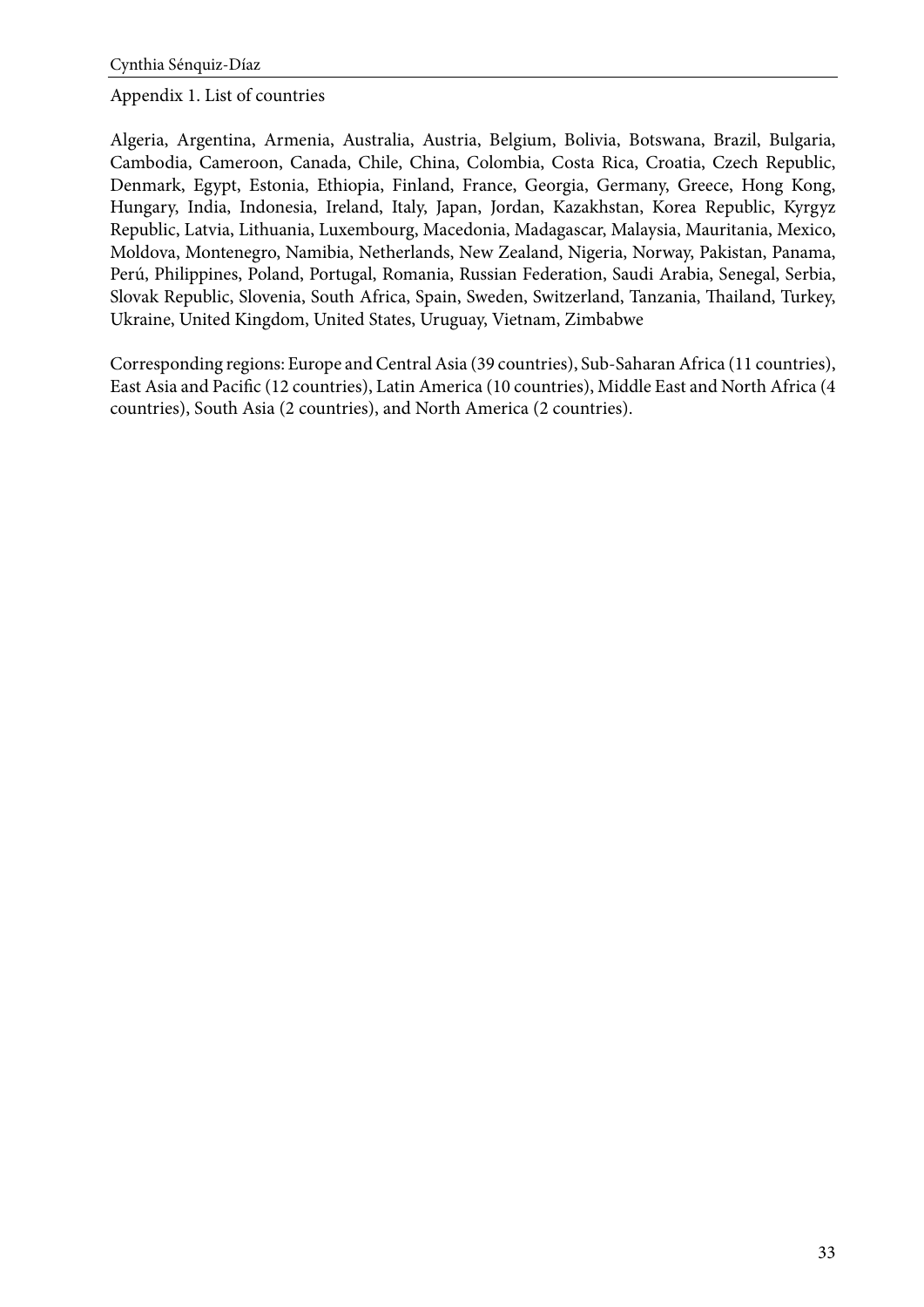## Appendix 1. List of countries

Algeria, Argentina, Armenia, Australia, Austria, Belgium, Bolivia, Botswana, Brazil, Bulgaria, Cambodia, Cameroon, Canada, Chile, China, Colombia, Costa Rica, Croatia, Czech Republic, Denmark, Egypt, Estonia, Ethiopia, Finland, France, Georgia, Germany, Greece, Hong Kong, Hungary, India, Indonesia, Ireland, Italy, Japan, Jordan, Kazakhstan, Korea Republic, Kyrgyz Republic, Latvia, Lithuania, Luxembourg, Macedonia, Madagascar, Malaysia, Mauritania, Mexico, Moldova, Montenegro, Namibia, Netherlands, New Zealand, Nigeria, Norway, Pakistan, Panama, Perú, Philippines, Poland, Portugal, Romania, Russian Federation, Saudi Arabia, Senegal, Serbia, Slovak Republic, Slovenia, South Africa, Spain, Sweden, Switzerland, Tanzania, Thailand, Turkey, Ukraine, United Kingdom, United States, Uruguay, Vietnam, Zimbabwe

Corresponding regions: Europe and Central Asia (39 countries), Sub-Saharan Africa (11 countries), East Asia and Pacific (12 countries), Latin America (10 countries), Middle East and North Africa (4 countries), South Asia (2 countries), and North America (2 countries).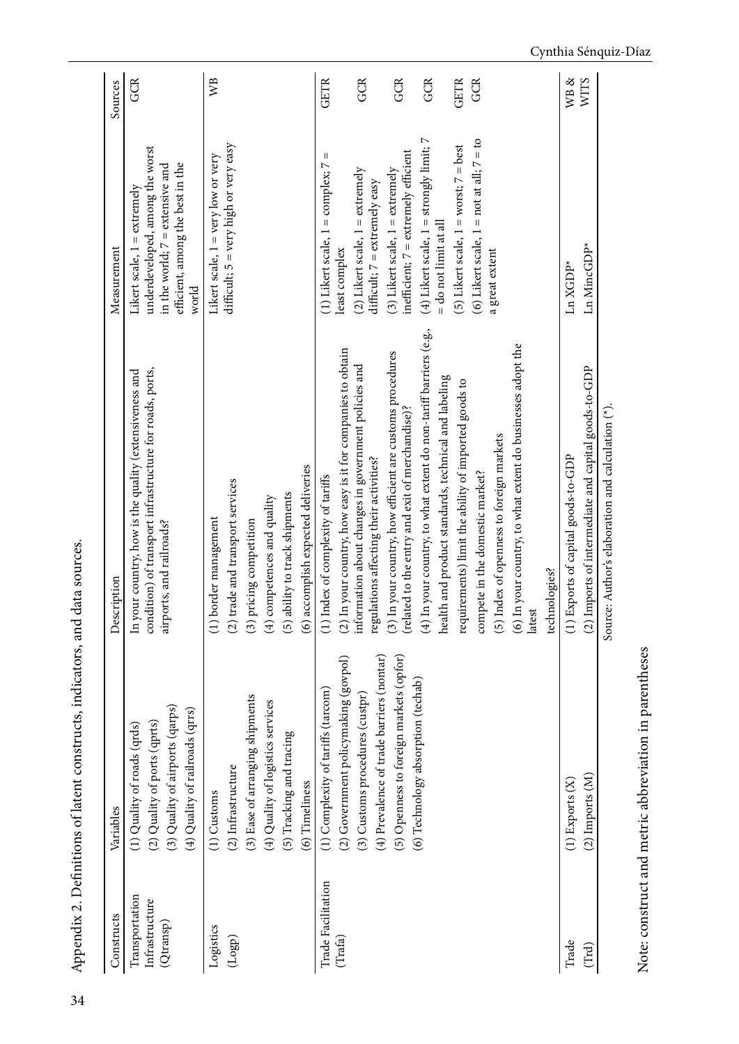Appendix 2. Definitions of latent constructs, indicators, and data sources.

| Constructs | Variables | Description | Measurement | Sources |
|---|---|---|---|---|
| Transportation Infrastructure (Qtransp) | (1) Quality of roads (qrds)<br>(2) Quality of ports (qprts)<br>(3) Quality of airports (qarps)<br>(4) Quality of railroads (qrrs) | In your country, how is the quality (extensiveness and condition) of transport infrastructure for roads, ports, airports, and railroads? | Likert scale, 1 = extremely underdeveloped, among the worst in the world; 7 = extensive and efficient, among the best in the world | GCR |
| Logistics (Logp) | (1) Customs<br>(2) Infrastructure<br>(3) Ease of arranging shipments<br>(4) Quality of logistics services<br>(5) Tracking and tracing<br>(6) Timeliness | (1) border management<br>(2) trade and transport services<br>(3) pricing competition<br>(4) competences and quality<br>(5) ability to track shipments<br>(6) accomplish expected deliveries | Likert scale, 1 = very low or very difficult; 5 = very high or very easy | WB |
| Trade Facilitation (Trafa) | (1) Complexity of tariffs (tarcom)<br>(2) Government policymaking (govpol)<br>(3) Customs procedures (custpr)<br>(4) Prevalence of trade barriers (nontar)<br>(5) Openness to foreign markets (opfor)<br>(6) Technology absorption (techab) | (1) Index of complexity of tariffs<br>(2) In your country, how easy is it for companies to obtain information about changes in government policies and regulations affecting their activities?<br>(3) In your country, how efficient are customs procedures (related to the entry and exit of merchandise)?<br>(4) In your country, to what extent do non-tariff barriers (e.g., health and product standards, technical and labeling requirements) limit the ability of imported goods to compete in the domestic market?<br>(5) Index of openness to foreign markets<br>(6) In your country, to what extent do businesses adopt the latest technologies? | (1) Likert scale, 1 = complex; 7 = least complex<br>(2) Likert scale, 1 = extremely difficult; 7 = extremely easy<br>(3) Likert scale, 1 = extremely inefficient; 7 = extremely efficient<br>(4) Likert scale, 1 = strongly limit; 7 = do not limit at all<br>(5) Likert scale, 1 = worst; 7 = best<br>(6) Likert scale, 1 = not at all; 7 = to a great extent | GETR<br>GCR<br>GCR<br>GCR<br>GETR<br>GCR |
| Trade (Trd) | (1) Exports (X)<br>(2) Imports (M) | (1) Exports of capital goods-to-GDP<br>(2) Imports of intermediate and capital goods-to-GDP | Ln XGDP*<br>Ln MincGDP* | WB & WITS |

Source: Author's elaboration and calculation (*).

Note: construct and metric abbreviation in parentheses